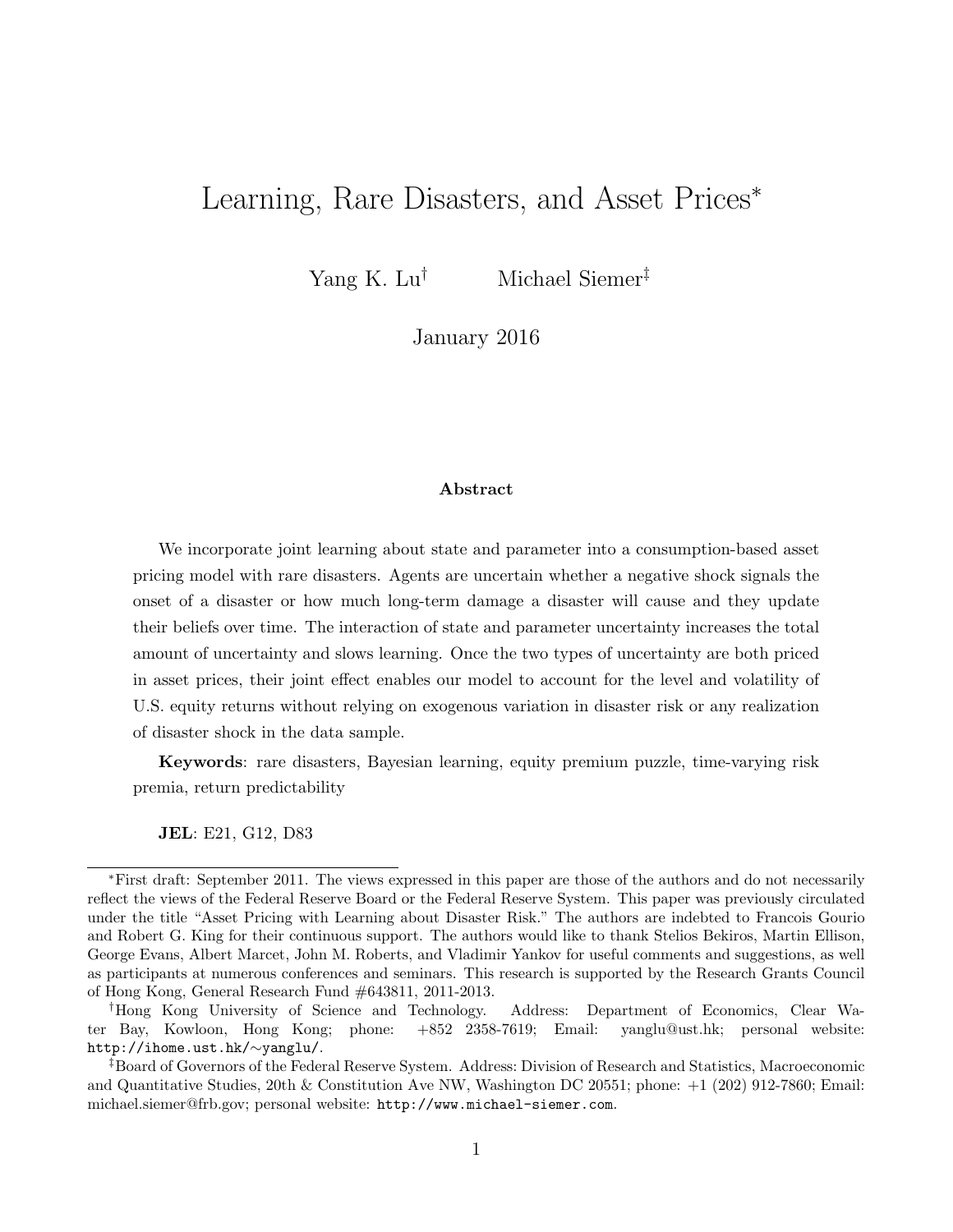# Learning, Rare Disasters, and Asset Prices*

Yang K. Lu[†] Michael Siemer[‡]

January 2016

### Abstract

We incorporate joint learning about state and parameter into a consumption-based asset pricing model with rare disasters. Agents are uncertain whether a negative shock signals the onset of a disaster or how much long-term damage a disaster will cause and they update their beliefs over time. The interaction of state and parameter uncertainty increases the total amount of uncertainty and slows learning. Once the two types of uncertainty are both priced in asset prices, their joint effect enables our model to account for the level and volatility of U.S. equity returns without relying on exogenous variation in disaster risk or any realization of disaster shock in the data sample.

**Keywords**: rare disasters, Bayesian learning, equity premium puzzle, time-varying risk premia, return predictability

**JEL**: E21, G12, D83

---

*First draft: September 2011. The views expressed in this paper are those of the authors and do not necessarily reflect the views of the Federal Reserve Board or the Federal Reserve System. This paper was previously circulated under the title "Asset Pricing with Learning about Disaster Risk." The authors are indebted to Francois Gourio and Robert G. King for their continuous support. The authors would like to thank Stelios Bekiros, Martin Ellison, George Evans, Albert Marcet, John M. Roberts, and Vladimir Yankov for useful comments and suggestions, as well as participants at numerous conferences and seminars. This research is supported by the Research Grants Council of Hong Kong, General Research Fund #643811, 2011-2013.

[†]Hong Kong University of Science and Technology. Address: Department of Economics, Clear Water Bay, Kowloon, Hong Kong; phone: +852 2358-7619; Email: yanglu@ust.hk; personal website: http://ihome.ust.hk/∼yanglu/.

[‡]Board of Governors of the Federal Reserve System. Address: Division of Research and Statistics, Macroeconomic and Quantitative Studies, 20th & Constitution Ave NW, Washington DC 20551; phone: +1 (202) 912-7860; Email: michael.siemer@frb.gov; personal website: http://www.michael-siemer.com.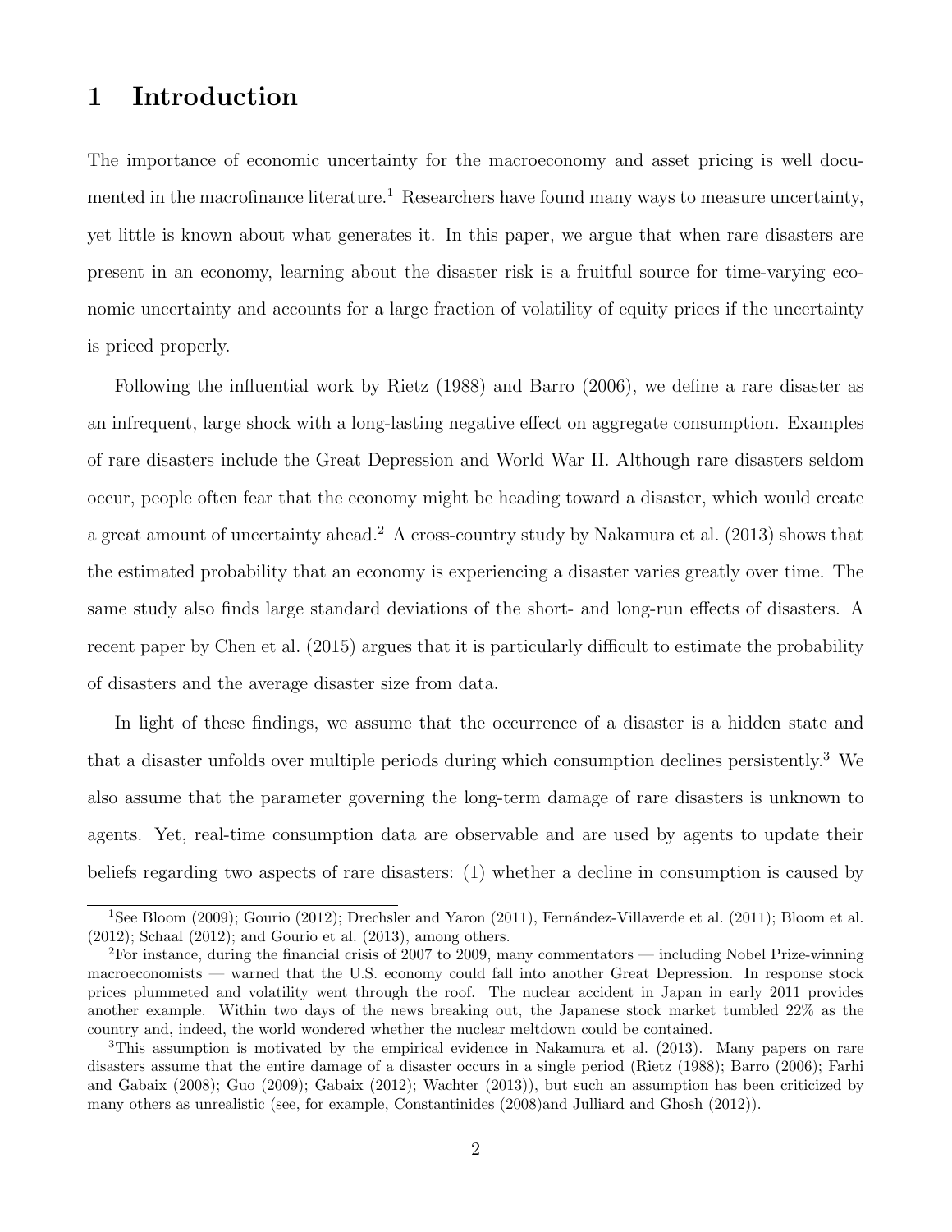# 1 Introduction

The importance of economic uncertainty for the macroeconomy and asset pricing is well documented in the macrofinance literature.[1] Researchers have found many ways to measure uncertainty, yet little is known about what generates it. In this paper, we argue that when rare disasters are present in an economy, learning about the disaster risk is a fruitful source for time-varying economic uncertainty and accounts for a large fraction of volatility of equity prices if the uncertainty is priced properly.

Following the influential work by Rietz (1988) and Barro (2006), we define a rare disaster as an infrequent, large shock with a long-lasting negative effect on aggregate consumption. Examples of rare disasters include the Great Depression and World War II. Although rare disasters seldom occur, people often fear that the economy might be heading toward a disaster, which would create a great amount of uncertainty ahead.[2] A cross-country study by Nakamura et al. (2013) shows that the estimated probability that an economy is experiencing a disaster varies greatly over time. The same study also finds large standard deviations of the short- and long-run effects of disasters. A recent paper by Chen et al. (2015) argues that it is particularly difficult to estimate the probability of disasters and the average disaster size from data.

In light of these findings, we assume that the occurrence of a disaster is a hidden state and that a disaster unfolds over multiple periods during which consumption declines persistently.[3] We also assume that the parameter governing the long-term damage of rare disasters is unknown to agents. Yet, real-time consumption data are observable and are used by agents to update their beliefs regarding two aspects of rare disasters: (1) whether a decline in consumption is caused by

---

[1] See Bloom (2009); Gourio (2012); Drechsler and Yaron (2011), Fernández-Villaverde et al. (2011); Bloom et al. (2012); Schaal (2012); and Gourio et al. (2013), among others.

[2] For instance, during the financial crisis of 2007 to 2009, many commentators — including Nobel Prize-winning macroeconomists — warned that the U.S. economy could fall into another Great Depression. In response stock prices plummeted and volatility went through the roof. The nuclear accident in Japan in early 2011 provides another example. Within two days of the news breaking out, the Japanese stock market tumbled 22% as the country and, indeed, the world wondered whether the nuclear meltdown could be contained.

[3] This assumption is motivated by the empirical evidence in Nakamura et al. (2013). Many papers on rare disasters assume that the entire damage of a disaster occurs in a single period (Rietz (1988); Barro (2006); Farhi and Gabaix (2008); Guo (2009); Gabaix (2012); Wachter (2013)), but such an assumption has been criticized by many others as unrealistic (see, for example, Constantinides (2008)and Julliard and Ghosh (2012)).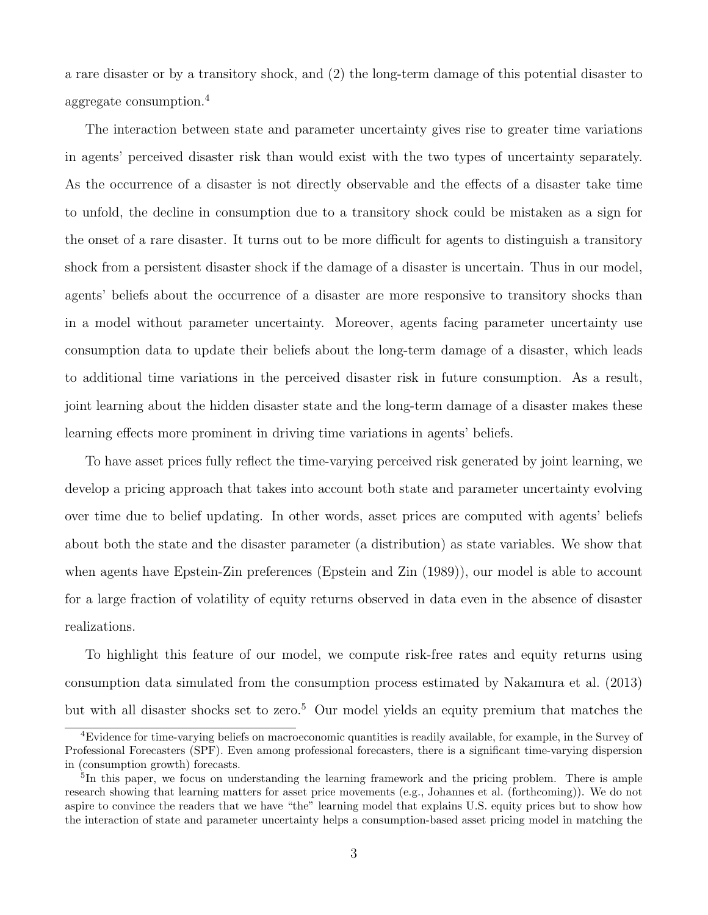a rare disaster or by a transitory shock, and (2) the long-term damage of this potential disaster to aggregate consumption.[4]

The interaction between state and parameter uncertainty gives rise to greater time variations in agents' perceived disaster risk than would exist with the two types of uncertainty separately. As the occurrence of a disaster is not directly observable and the effects of a disaster take time to unfold, the decline in consumption due to a transitory shock could be mistaken as a sign for the onset of a rare disaster. It turns out to be more difficult for agents to distinguish a transitory shock from a persistent disaster shock if the damage of a disaster is uncertain. Thus in our model, agents' beliefs about the occurrence of a disaster are more responsive to transitory shocks than in a model without parameter uncertainty. Moreover, agents facing parameter uncertainty use consumption data to update their beliefs about the long-term damage of a disaster, which leads to additional time variations in the perceived disaster risk in future consumption. As a result, joint learning about the hidden disaster state and the long-term damage of a disaster makes these learning effects more prominent in driving time variations in agents' beliefs.

To have asset prices fully reflect the time-varying perceived risk generated by joint learning, we develop a pricing approach that takes into account both state and parameter uncertainty evolving over time due to belief updating. In other words, asset prices are computed with agents' beliefs about both the state and the disaster parameter (a distribution) as state variables. We show that when agents have Epstein-Zin preferences (Epstein and Zin (1989)), our model is able to account for a large fraction of volatility of equity returns observed in data even in the absence of disaster realizations.

To highlight this feature of our model, we compute risk-free rates and equity returns using consumption data simulated from the consumption process estimated by Nakamura et al. (2013) but with all disaster shocks set to zero.[5] Our model yields an equity premium that matches the

[4]Evidence for time-varying beliefs on macroeconomic quantities is readily available, for example, in the Survey of Professional Forecasters (SPF). Even among professional forecasters, there is a significant time-varying dispersion in (consumption growth) forecasts.

[5]In this paper, we focus on understanding the learning framework and the pricing problem. There is ample research showing that learning matters for asset price movements (e.g., Johannes et al. (forthcoming)). We do not aspire to convince the readers that we have "the" learning model that explains U.S. equity prices but to show how the interaction of state and parameter uncertainty helps a consumption-based asset pricing model in matching the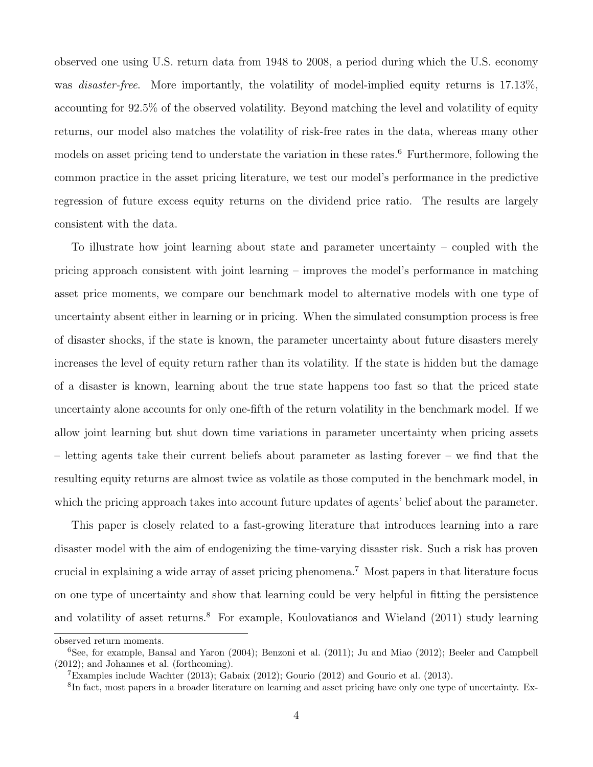observed one using U.S. return data from 1948 to 2008, a period during which the U.S. economy was *disaster-free*. More importantly, the volatility of model-implied equity returns is 17.13%, accounting for 92.5% of the observed volatility. Beyond matching the level and volatility of equity returns, our model also matches the volatility of risk-free rates in the data, whereas many other models on asset pricing tend to understate the variation in these rates.[6] Furthermore, following the common practice in the asset pricing literature, we test our model's performance in the predictive regression of future excess equity returns on the dividend price ratio. The results are largely consistent with the data.

To illustrate how joint learning about state and parameter uncertainty – coupled with the pricing approach consistent with joint learning – improves the model's performance in matching asset price moments, we compare our benchmark model to alternative models with one type of uncertainty absent either in learning or in pricing. When the simulated consumption process is free of disaster shocks, if the state is known, the parameter uncertainty about future disasters merely increases the level of equity return rather than its volatility. If the state is hidden but the damage of a disaster is known, learning about the true state happens too fast so that the priced state uncertainty alone accounts for only one-fifth of the return volatility in the benchmark model. If we allow joint learning but shut down time variations in parameter uncertainty when pricing assets – letting agents take their current beliefs about parameter as lasting forever – we find that the resulting equity returns are almost twice as volatile as those computed in the benchmark model, in which the pricing approach takes into account future updates of agents' belief about the parameter.

This paper is closely related to a fast-growing literature that introduces learning into a rare disaster model with the aim of endogenizing the time-varying disaster risk. Such a risk has proven crucial in explaining a wide array of asset pricing phenomena.[7] Most papers in that literature focus on one type of uncertainty and show that learning could be very helpful in fitting the persistence and volatility of asset returns.[8] For example, Koulovatianos and Wieland (2011) study learning

---

observed return moments.

[6] See, for example, Bansal and Yaron (2004); Benzoni et al. (2011); Ju and Miao (2012); Beeler and Campbell (2012); and Johannes et al. (forthcoming).

[7] Examples include Wachter (2013); Gabaix (2012); Gourio (2012) and Gourio et al. (2013).

[8] In fact, most papers in a broader literature on learning and asset pricing have only one type of uncertainty. Ex-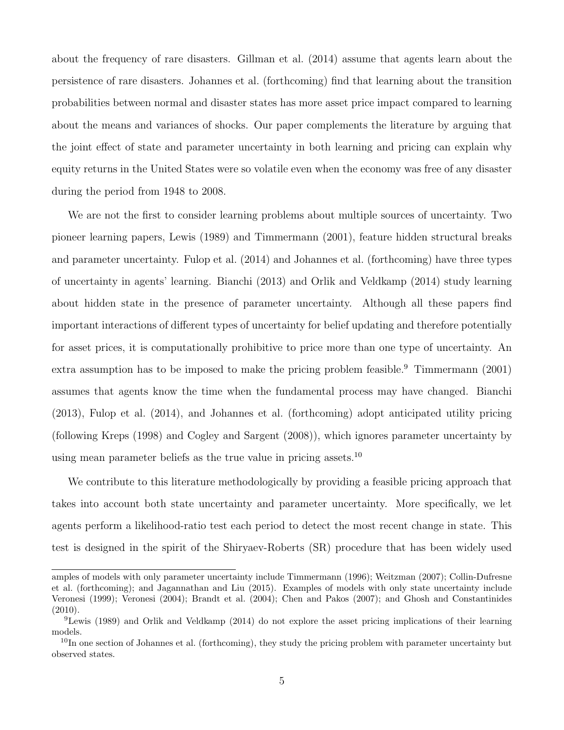about the frequency of rare disasters. Gillman et al. (2014) assume that agents learn about the persistence of rare disasters. Johannes et al. (forthcoming) find that learning about the transition probabilities between normal and disaster states has more asset price impact compared to learning about the means and variances of shocks. Our paper complements the literature by arguing that the joint effect of state and parameter uncertainty in both learning and pricing can explain why equity returns in the United States were so volatile even when the economy was free of any disaster during the period from 1948 to 2008.

We are not the first to consider learning problems about multiple sources of uncertainty. Two pioneer learning papers, Lewis (1989) and Timmermann (2001), feature hidden structural breaks and parameter uncertainty. Fulop et al. (2014) and Johannes et al. (forthcoming) have three types of uncertainty in agents' learning. Bianchi (2013) and Orlik and Veldkamp (2014) study learning about hidden state in the presence of parameter uncertainty. Although all these papers find important interactions of different types of uncertainty for belief updating and therefore potentially for asset prices, it is computationally prohibitive to price more than one type of uncertainty. An extra assumption has to be imposed to make the pricing problem feasible.[9] Timmermann (2001) assumes that agents know the time when the fundamental process may have changed. Bianchi (2013), Fulop et al. (2014), and Johannes et al. (forthcoming) adopt anticipated utility pricing (following Kreps (1998) and Cogley and Sargent (2008)), which ignores parameter uncertainty by using mean parameter beliefs as the true value in pricing assets.[10]

We contribute to this literature methodologically by providing a feasible pricing approach that takes into account both state uncertainty and parameter uncertainty. More specifically, we let agents perform a likelihood-ratio test each period to detect the most recent change in state. This test is designed in the spirit of the Shiryaev-Roberts (SR) procedure that has been widely used

---

amples of models with only parameter uncertainty include Timmermann (1996); Weitzman (2007); Collin-Dufresne et al. (forthcoming); and Jagannathan and Liu (2015). Examples of models with only state uncertainty include Veronesi (1999); Veronesi (2004); Brandt et al. (2004); Chen and Pakos (2007); and Ghosh and Constantinides (2010).

[9] Lewis (1989) and Orlik and Veldkamp (2014) do not explore the asset pricing implications of their learning models.

[10] In one section of Johannes et al. (forthcoming), they study the pricing problem with parameter uncertainty but observed states.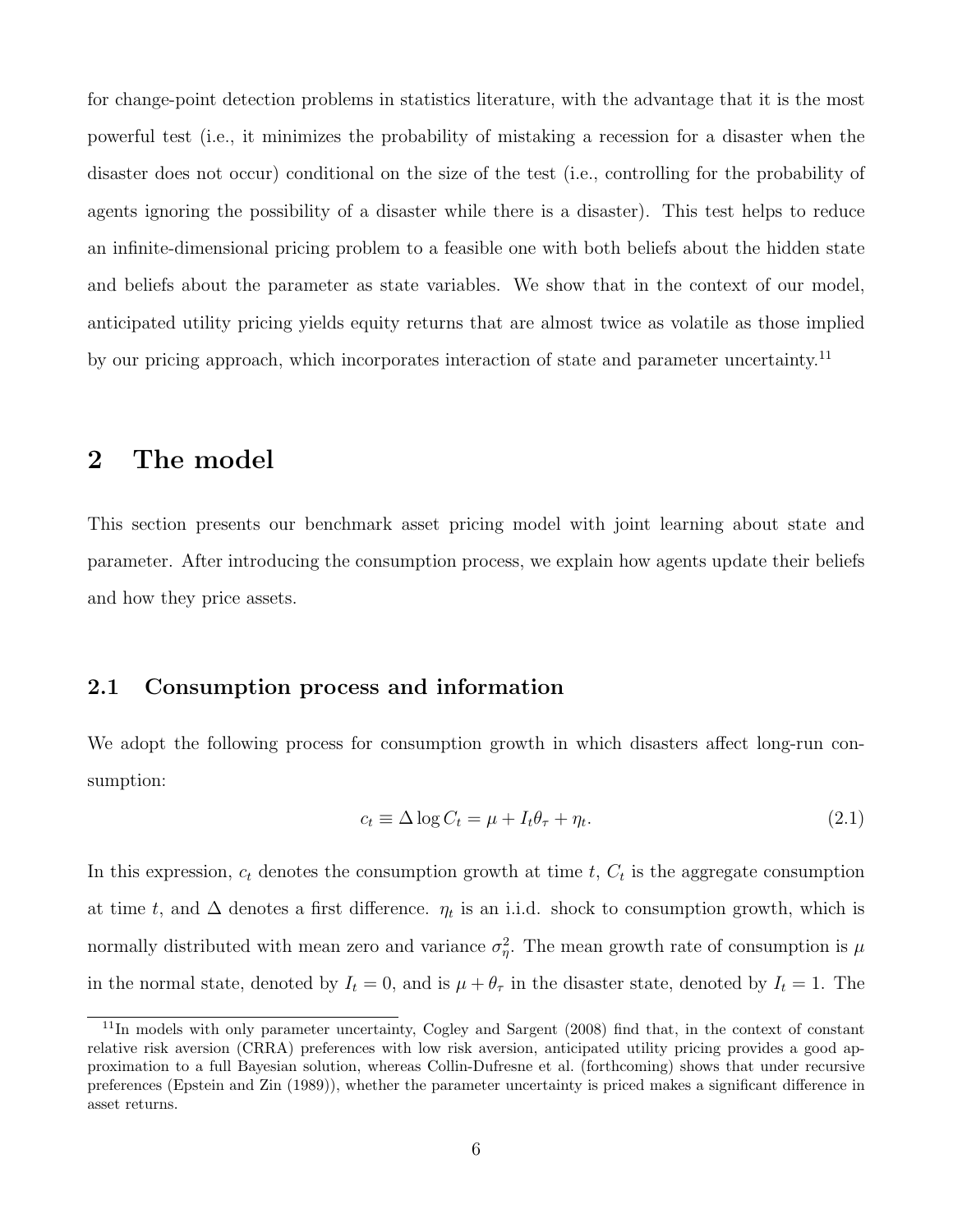for change-point detection problems in statistics literature, with the advantage that it is the most powerful test (i.e., it minimizes the probability of mistaking a recession for a disaster when the disaster does not occur) conditional on the size of the test (i.e., controlling for the probability of agents ignoring the possibility of a disaster while there is a disaster). This test helps to reduce an infinite-dimensional pricing problem to a feasible one with both beliefs about the hidden state and beliefs about the parameter as state variables. We show that in the context of our model, anticipated utility pricing yields equity returns that are almost twice as volatile as those implied by our pricing approach, which incorporates interaction of state and parameter uncertainty.[11]

# 2 The model

This section presents our benchmark asset pricing model with joint learning about state and parameter. After introducing the consumption process, we explain how agents update their beliefs and how they price assets.

## 2.1 Consumption process and information

We adopt the following process for consumption growth in which disasters affect long-run consumption:

$$c_t \equiv \Delta \log C_t = \mu + I_t \theta_\tau + \eta_t. \tag{2.1}$$

In this expression, $c_t$ denotes the consumption growth at time $t$, $C_t$ is the aggregate consumption at time $t$, and $\Delta$ denotes a first difference. $\eta_t$ is an i.i.d. shock to consumption growth, which is normally distributed with mean zero and variance $\sigma_\eta^2$. The mean growth rate of consumption is $\mu$ in the normal state, denoted by $I_t = 0$, and is $\mu + \theta_\tau$ in the disaster state, denoted by $I_t = 1$. The

[11] In models with only parameter uncertainty, Cogley and Sargent (2008) find that, in the context of constant relative risk aversion (CRRA) preferences with low risk aversion, anticipated utility pricing provides a good approximation to a full Bayesian solution, whereas Collin-Dufresne et al. (forthcoming) shows that under recursive preferences (Epstein and Zin (1989)), whether the parameter uncertainty is priced makes a significant difference in asset returns.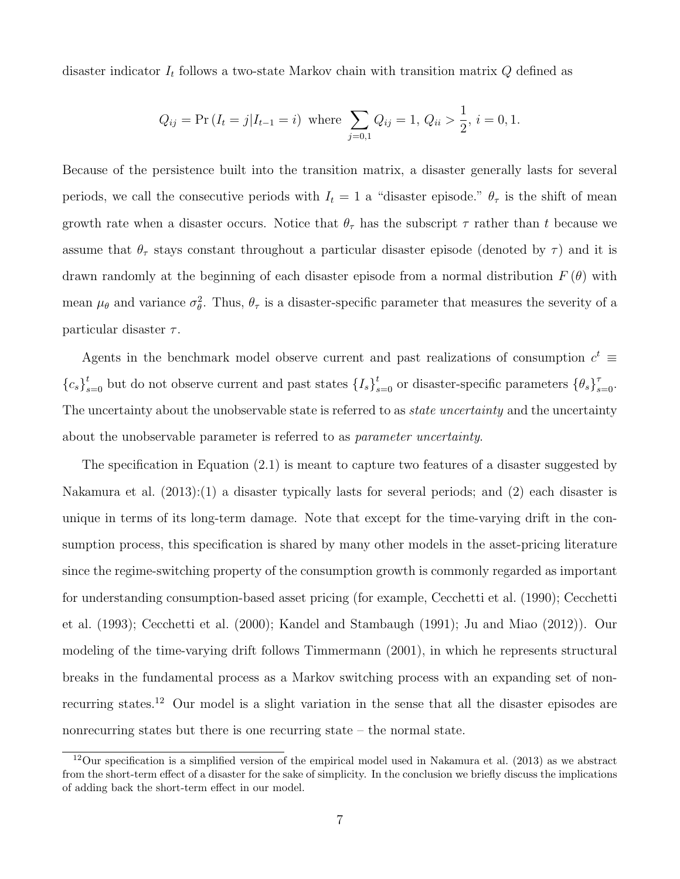disaster indicator $I_t$ follows a two-state Markov chain with transition matrix $Q$ defined as

$$Q_{ij} = \Pr(I_t = j | I_{t-1} = i) \text{ where } \sum_{j=0,1} Q_{ij} = 1, \, Q_{ii} > \frac{1}{2}, \, i = 0, 1.$$

Because of the persistence built into the transition matrix, a disaster generally lasts for several periods, we call the consecutive periods with $I_t = 1$ a "disaster episode." $\theta_\tau$ is the shift of mean growth rate when a disaster occurs. Notice that $\theta_\tau$ has the subscript $\tau$ rather than $t$ because we assume that $\theta_\tau$ stays constant throughout a particular disaster episode (denoted by $\tau$) and it is drawn randomly at the beginning of each disaster episode from a normal distribution $F(\theta)$ with mean $\mu_\theta$ and variance $\sigma_\theta^2$. Thus, $\theta_\tau$ is a disaster-specific parameter that measures the severity of a particular disaster $\tau$.

Agents in the benchmark model observe current and past realizations of consumption $c^t \equiv \{c_s\}_{s=0}^t$ but do not observe current and past states $\{I_s\}_{s=0}^t$ or disaster-specific parameters $\{\theta_s\}_{s=0}^\tau$. The uncertainty about the unobservable state is referred to as *state uncertainty* and the uncertainty about the unobservable parameter is referred to as *parameter uncertainty*.

The specification in Equation (2.1) is meant to capture two features of a disaster suggested by Nakamura et al. (2013):(1) a disaster typically lasts for several periods; and (2) each disaster is unique in terms of its long-term damage. Note that except for the time-varying drift in the consumption process, this specification is shared by many other models in the asset-pricing literature since the regime-switching property of the consumption growth is commonly regarded as important for understanding consumption-based asset pricing (for example, Cecchetti et al. (1990); Cecchetti et al. (1993); Cecchetti et al. (2000); Kandel and Stambaugh (1991); Ju and Miao (2012)). Our modeling of the time-varying drift follows Timmermann (2001), in which he represents structural breaks in the fundamental process as a Markov switching process with an expanding set of nonrecurring states.[12] Our model is a slight variation in the sense that all the disaster episodes are nonrecurring states but there is one recurring state – the normal state.

[12]Our specification is a simplified version of the empirical model used in Nakamura et al. (2013) as we abstract from the short-term effect of a disaster for the sake of simplicity. In the conclusion we briefly discuss the implications of adding back the short-term effect in our model.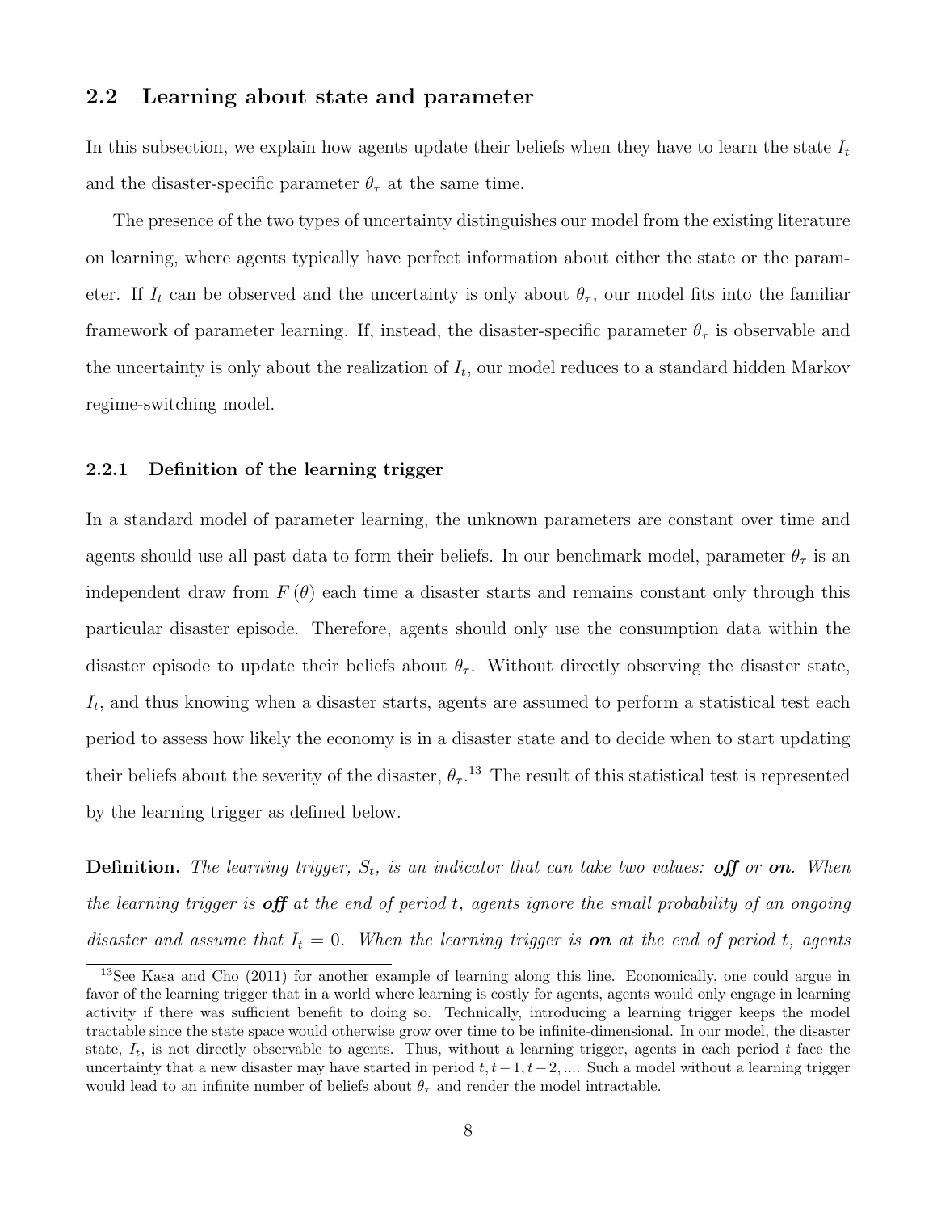## 2.2 Learning about state and parameter

In this subsection, we explain how agents update their beliefs when they have to learn the state $I_t$ and the disaster-specific parameter $\theta_\tau$ at the same time.

The presence of the two types of uncertainty distinguishes our model from the existing literature on learning, where agents typically have perfect information about either the state or the parameter. If $I_t$ can be observed and the uncertainty is only about $\theta_\tau$, our model fits into the familiar framework of parameter learning. If, instead, the disaster-specific parameter $\theta_\tau$ is observable and the uncertainty is only about the realization of $I_t$, our model reduces to a standard hidden Markov regime-switching model.

### 2.2.1 Definition of the learning trigger

In a standard model of parameter learning, the unknown parameters are constant over time and agents should use all past data to form their beliefs. In our benchmark model, parameter $\theta_\tau$ is an independent draw from $F(\theta)$ each time a disaster starts and remains constant only through this particular disaster episode. Therefore, agents should only use the consumption data within the disaster episode to update their beliefs about $\theta_\tau$. Without directly observing the disaster state, $I_t$, and thus knowing when a disaster starts, agents are assumed to perform a statistical test each period to assess how likely the economy is in a disaster state and to decide when to start updating their beliefs about the severity of the disaster, $\theta_\tau$.[13] The result of this statistical test is represented by the learning trigger as defined below.

**Definition.** *The learning trigger, $S_t$, is an indicator that can take two values:* ***off*** *or* ***on****. When the learning trigger is* ***off*** *at the end of period t, agents ignore the small probability of an ongoing disaster and assume that $I_t = 0$. When the learning trigger is* ***on*** *at the end of period t, agents*

[13] See Kasa and Cho (2011) for another example of learning along this line. Economically, one could argue in favor of the learning trigger that in a world where learning is costly for agents, agents would only engage in learning activity if there was sufficient benefit to doing so. Technically, introducing a learning trigger keeps the model tractable since the state space would otherwise grow over time to be infinite-dimensional. In our model, the disaster state, $I_t$, is not directly observable to agents. Thus, without a learning trigger, agents in each period $t$ face the uncertainty that a new disaster may have started in period $t, t-1, t-2, ....$ Such a model without a learning trigger would lead to an infinite number of beliefs about $\theta_\tau$ and render the model intractable.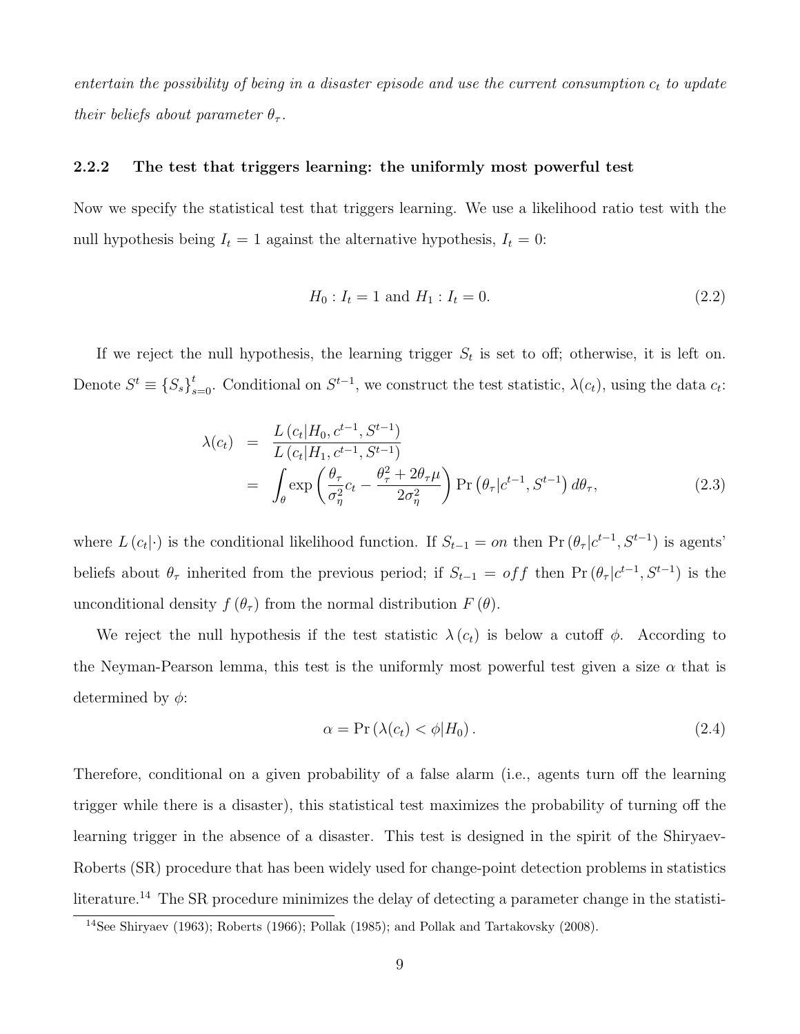*entertain the possibility of being in a disaster episode and use the current consumption $c_t$ to update their beliefs about parameter $\theta_\tau$.*

### 2.2.2 The test that triggers learning: the uniformly most powerful test

Now we specify the statistical test that triggers learning. We use a likelihood ratio test with the null hypothesis being $I_t = 1$ against the alternative hypothesis, $I_t = 0$:

$$H_0 : I_t = 1 \text{ and } H_1 : I_t = 0. \tag{2.2}$$

If we reject the null hypothesis, the learning trigger $S_t$ is set to off; otherwise, it is left on. Denote $S^t \equiv \{S_s\}_{s=0}^t$. Conditional on $S^{t-1}$, we construct the test statistic, $\lambda(c_t)$, using the data $c_t$:

$$\begin{aligned}\lambda(c_t) &= \frac{L\left(c_t|H_0, c^{t-1}, S^{t-1}\right)}{L\left(c_t|H_1, c^{t-1}, S^{t-1}\right)} \\ &= \int_\theta \exp\left(\frac{\theta_\tau}{\sigma_\eta^2}c_t - \frac{\theta_\tau^2 + 2\theta_\tau\mu}{2\sigma_\eta^2}\right) \Pr\left(\theta_\tau|c^{t-1}, S^{t-1}\right) d\theta_\tau,\end{aligned} \tag{2.3}$$

where $L\left(c_t|\cdot\right)$ is the conditional likelihood function. If $S_{t-1} = on$ then $\Pr\left(\theta_\tau|c^{t-1}, S^{t-1}\right)$ is agents' beliefs about $\theta_\tau$ inherited from the previous period; if $S_{t-1} = off$ then $\Pr\left(\theta_\tau|c^{t-1}, S^{t-1}\right)$ is the unconditional density $f\left(\theta_\tau\right)$ from the normal distribution $F\left(\theta\right)$.

We reject the null hypothesis if the test statistic $\lambda\left(c_t\right)$ is below a cutoff $\phi$. According to the Neyman-Pearson lemma, this test is the uniformly most powerful test given a size $\alpha$ that is determined by $\phi$:

$$\alpha = \Pr\left(\lambda(c_t) < \phi|H_0\right). \tag{2.4}$$

Therefore, conditional on a given probability of a false alarm (i.e., agents turn off the learning trigger while there is a disaster), this statistical test maximizes the probability of turning off the learning trigger in the absence of a disaster. This test is designed in the spirit of the Shiryaev-Roberts (SR) procedure that has been widely used for change-point detection problems in statistics literature.[14] The SR procedure minimizes the delay of detecting a parameter change in the statisti-

[14] See Shiryaev (1963); Roberts (1966); Pollak (1985); and Pollak and Tartakovsky (2008).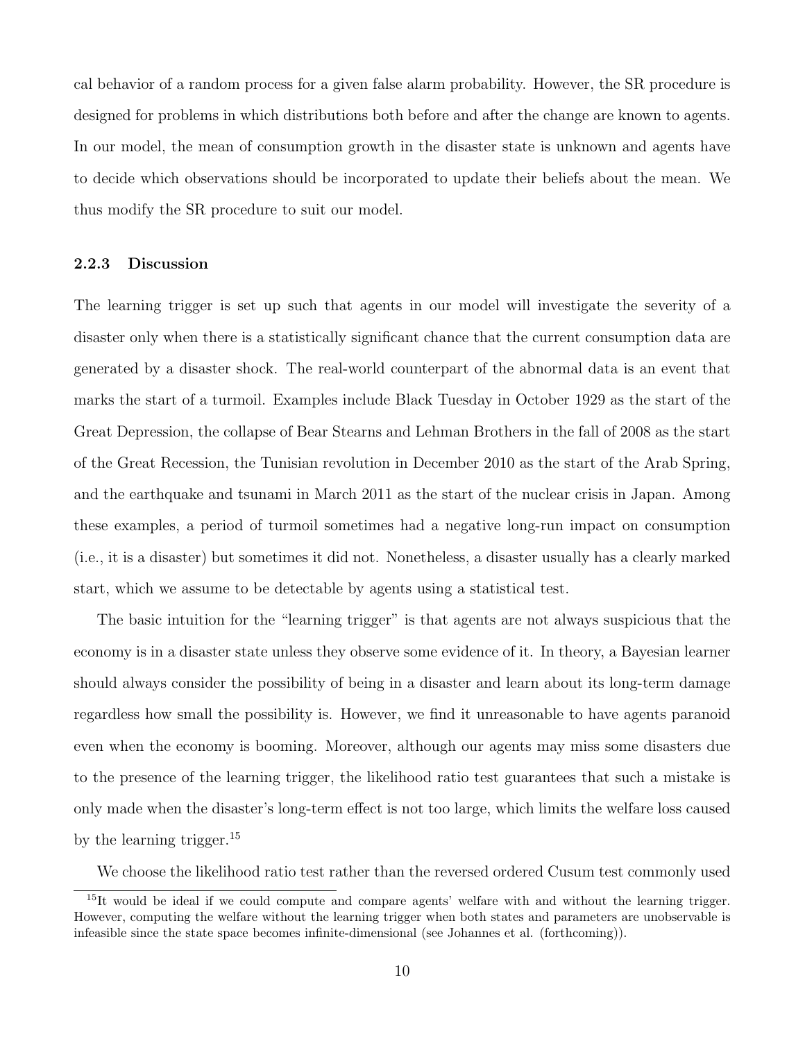cal behavior of a random process for a given false alarm probability. However, the SR procedure is designed for problems in which distributions both before and after the change are known to agents. In our model, the mean of consumption growth in the disaster state is unknown and agents have to decide which observations should be incorporated to update their beliefs about the mean. We thus modify the SR procedure to suit our model.

### 2.2.3 Discussion

The learning trigger is set up such that agents in our model will investigate the severity of a disaster only when there is a statistically significant chance that the current consumption data are generated by a disaster shock. The real-world counterpart of the abnormal data is an event that marks the start of a turmoil. Examples include Black Tuesday in October 1929 as the start of the Great Depression, the collapse of Bear Stearns and Lehman Brothers in the fall of 2008 as the start of the Great Recession, the Tunisian revolution in December 2010 as the start of the Arab Spring, and the earthquake and tsunami in March 2011 as the start of the nuclear crisis in Japan. Among these examples, a period of turmoil sometimes had a negative long-run impact on consumption (i.e., it is a disaster) but sometimes it did not. Nonetheless, a disaster usually has a clearly marked start, which we assume to be detectable by agents using a statistical test.

The basic intuition for the "learning trigger" is that agents are not always suspicious that the economy is in a disaster state unless they observe some evidence of it. In theory, a Bayesian learner should always consider the possibility of being in a disaster and learn about its long-term damage regardless how small the possibility is. However, we find it unreasonable to have agents paranoid even when the economy is booming. Moreover, although our agents may miss some disasters due to the presence of the learning trigger, the likelihood ratio test guarantees that such a mistake is only made when the disaster's long-term effect is not too large, which limits the welfare loss caused by the learning trigger.[15]

We choose the likelihood ratio test rather than the reversed ordered Cusum test commonly used

[15] It would be ideal if we could compute and compare agents' welfare with and without the learning trigger. However, computing the welfare without the learning trigger when both states and parameters are unobservable is infeasible since the state space becomes infinite-dimensional (see Johannes et al. (forthcoming)).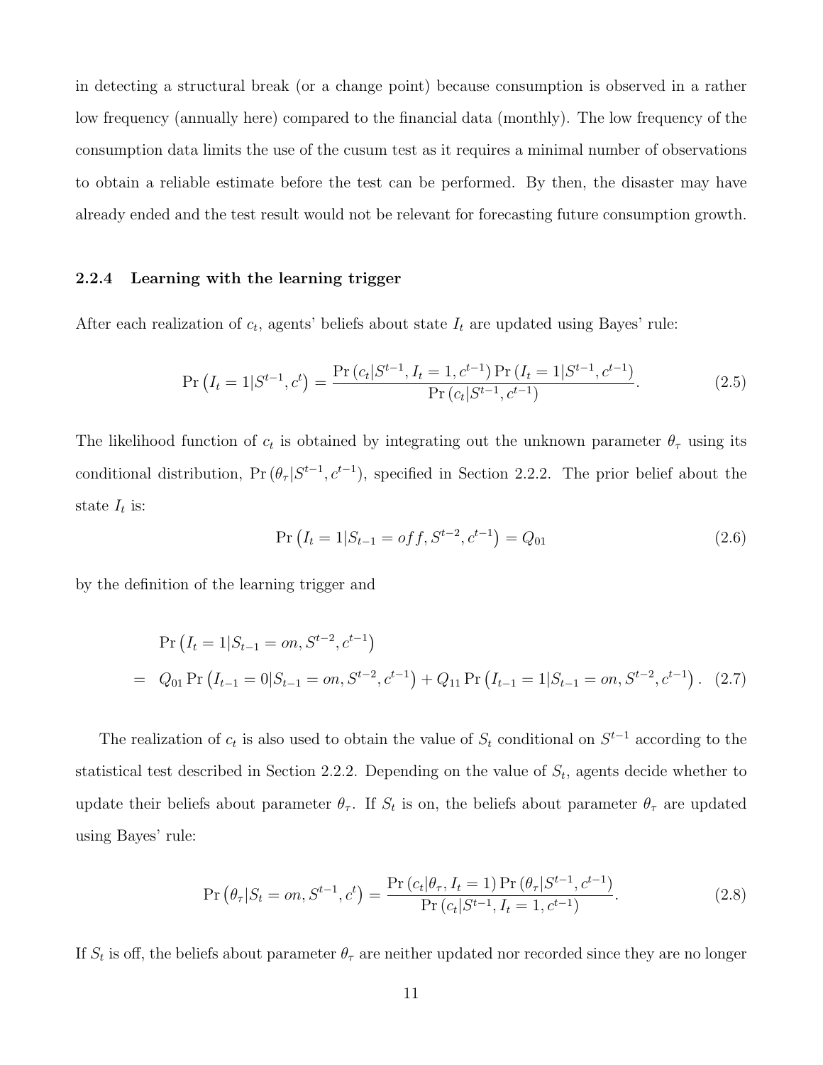in detecting a structural break (or a change point) because consumption is observed in a rather low frequency (annually here) compared to the financial data (monthly). The low frequency of the consumption data limits the use of the cusum test as it requires a minimal number of observations to obtain a reliable estimate before the test can be performed. By then, the disaster may have already ended and the test result would not be relevant for forecasting future consumption growth.

### 2.2.4 Learning with the learning trigger

After each realization of $c_t$, agents' beliefs about state $I_t$ are updated using Bayes' rule:

$$\Pr\left(I_t = 1 | S^{t-1}, c^t\right) = \frac{\Pr\left(c_t | S^{t-1}, I_t = 1, c^{t-1}\right) \Pr\left(I_t = 1 | S^{t-1}, c^{t-1}\right)}{\Pr\left(c_t | S^{t-1}, c^{t-1}\right)}. \tag{2.5}$$

The likelihood function of $c_t$ is obtained by integrating out the unknown parameter $\theta_\tau$ using its conditional distribution, $\Pr\left(\theta_\tau | S^{t-1}, c^{t-1}\right)$, specified in Section 2.2.2. The prior belief about the state $I_t$ is:

$$\Pr\left(I_t = 1 | S_{t-1} = off, S^{t-2}, c^{t-1}\right) = Q_{01} \tag{2.6}$$

by the definition of the learning trigger and

$$\begin{aligned} & \Pr\left(I_t = 1 | S_{t-1} = on, S^{t-2}, c^{t-1}\right) \\ = \; & Q_{01} \Pr\left(I_{t-1} = 0 | S_{t-1} = on, S^{t-2}, c^{t-1}\right) + Q_{11} \Pr\left(I_{t-1} = 1 | S_{t-1} = on, S^{t-2}, c^{t-1}\right). \end{aligned} \tag{2.7}$$

The realization of $c_t$ is also used to obtain the value of $S_t$ conditional on $S^{t-1}$ according to the statistical test described in Section 2.2.2. Depending on the value of $S_t$, agents decide whether to update their beliefs about parameter $\theta_\tau$. If $S_t$ is on, the beliefs about parameter $\theta_\tau$ are updated using Bayes' rule:

$$\Pr\left(\theta_\tau | S_t = on, S^{t-1}, c^t\right) = \frac{\Pr\left(c_t | \theta_\tau, I_t = 1\right) \Pr\left(\theta_\tau | S^{t-1}, c^{t-1}\right)}{\Pr\left(c_t | S^{t-1}, I_t = 1, c^{t-1}\right)}. \tag{2.8}$$

If $S_t$ is off, the beliefs about parameter $\theta_\tau$ are neither updated nor recorded since they are no longer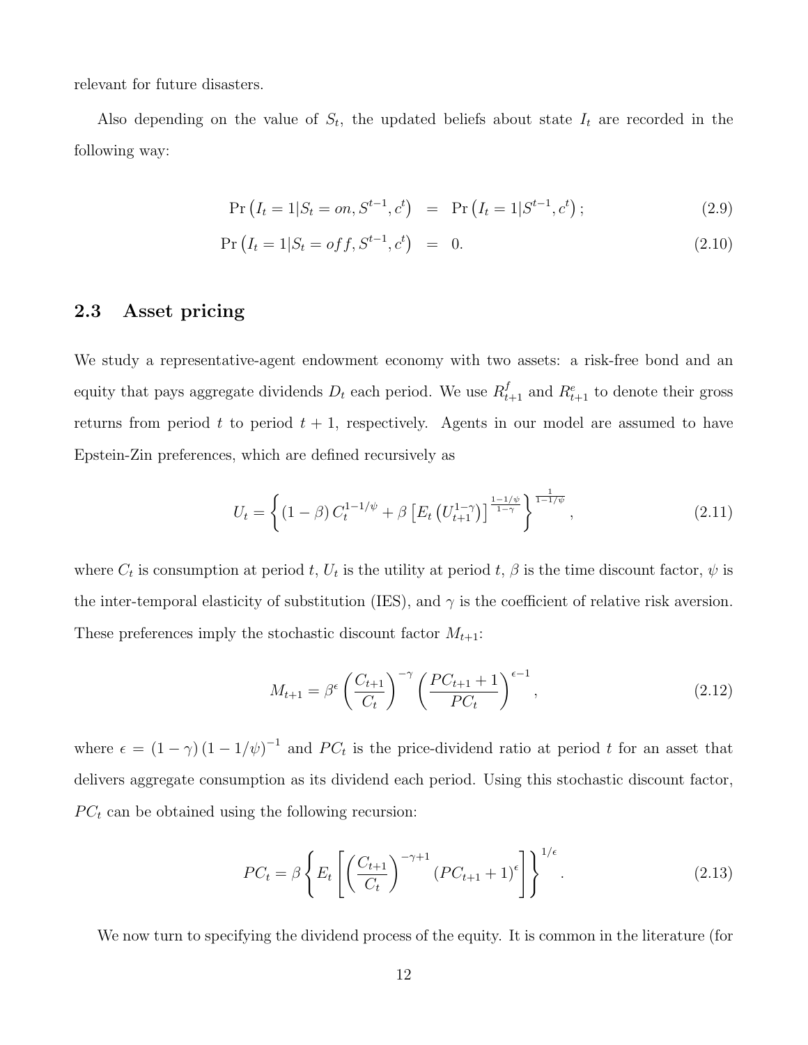relevant for future disasters.

Also depending on the value of $S_t$, the updated beliefs about state $I_t$ are recorded in the following way:

$$
\begin{aligned}
\Pr\left(I_t = 1 | S_t = on, S^{t-1}, c^t\right) &= \Pr\left(I_t = 1 | S^{t-1}, c^t\right); \qquad (2.9) \\
\Pr\left(I_t = 1 | S_t = off, S^{t-1}, c^t\right) &= 0. \qquad (2.10)
\end{aligned}
$$

## 2.3 Asset pricing

We study a representative-agent endowment economy with two assets: a risk-free bond and an equity that pays aggregate dividends $D_t$ each period. We use $R_{t+1}^f$ and $R_{t+1}^e$ to denote their gross returns from period $t$ to period $t+1$, respectively. Agents in our model are assumed to have Epstein-Zin preferences, which are defined recursively as

$$
U_t = \left\{ (1-\beta) C_t^{1-1/\psi} + \beta \left[ E_t \left( U_{t+1}^{1-\gamma} \right) \right]^{\frac{1-1/\psi}{1-\gamma}} \right\}^{\frac{1}{1-1/\psi}}, \qquad (2.11)
$$

where $C_t$ is consumption at period $t$, $U_t$ is the utility at period $t$, $\beta$ is the time discount factor, $\psi$ is the inter-temporal elasticity of substitution (IES), and $\gamma$ is the coefficient of relative risk aversion. These preferences imply the stochastic discount factor $M_{t+1}$:

$$
M_{t+1} = \beta^{\epsilon} \left( \frac{C_{t+1}}{C_t} \right)^{-\gamma} \left( \frac{PC_{t+1} + 1}{PC_t} \right)^{\epsilon - 1}, \qquad (2.12)
$$

where $\epsilon = (1-\gamma)(1-1/\psi)^{-1}$ and $PC_t$ is the price-dividend ratio at period $t$ for an asset that delivers aggregate consumption as its dividend each period. Using this stochastic discount factor, $PC_t$ can be obtained using the following recursion:

$$
PC_t = \beta \left\{ E_t \left[ \left( \frac{C_{t+1}}{C_t} \right)^{-\gamma+1} (PC_{t+1} + 1)^{\epsilon} \right] \right\}^{1/\epsilon}. \qquad (2.13)
$$

We now turn to specifying the dividend process of the equity. It is common in the literature (for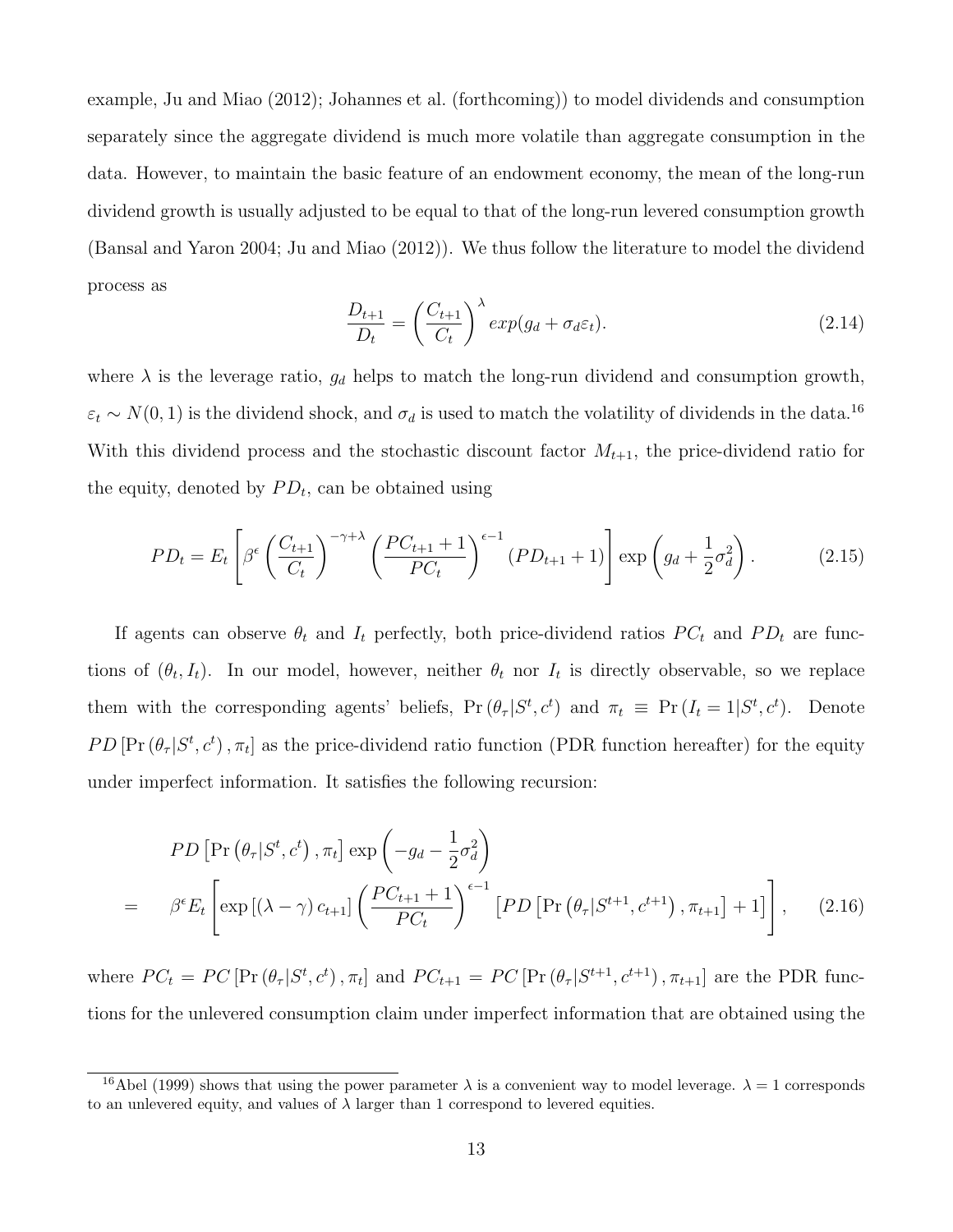example, Ju and Miao (2012); Johannes et al. (forthcoming)) to model dividends and consumption separately since the aggregate dividend is much more volatile than aggregate consumption in the data. However, to maintain the basic feature of an endowment economy, the mean of the long-run dividend growth is usually adjusted to be equal to that of the long-run levered consumption growth (Bansal and Yaron 2004; Ju and Miao (2012)). We thus follow the literature to model the dividend process as

$$\frac{D_{t+1}}{D_t} = \left(\frac{C_{t+1}}{C_t}\right)^{\lambda} exp(g_d + \sigma_d \varepsilon_t). \tag{2.14}$$

where $\lambda$ is the leverage ratio, $g_d$ helps to match the long-run dividend and consumption growth, $\varepsilon_t \sim N(0,1)$ is the dividend shock, and $\sigma_d$ is used to match the volatility of dividends in the data.[16] With this dividend process and the stochastic discount factor $M_{t+1}$, the price-dividend ratio for the equity, denoted by $PD_t$, can be obtained using

$$PD_t = E_t\left[\beta^{\epsilon}\left(\frac{C_{t+1}}{C_t}\right)^{-\gamma+\lambda}\left(\frac{PC_{t+1}+1}{PC_t}\right)^{\epsilon-1}(PD_{t+1}+1)\right]\exp\left(g_d + \frac{1}{2}\sigma_d^2\right). \tag{2.15}$$

If agents can observe $\theta_t$ and $I_t$ perfectly, both price-dividend ratios $PC_t$ and $PD_t$ are functions of $(\theta_t, I_t)$. In our model, however, neither $\theta_t$ nor $I_t$ is directly observable, so we replace them with the corresponding agents' beliefs, $\Pr(\theta_\tau|S^t, c^t)$ and $\pi_t \equiv \Pr(I_t = 1|S^t, c^t)$. Denote $PD\left[\Pr(\theta_\tau|S^t, c^t), \pi_t\right]$ as the price-dividend ratio function (PDR function hereafter) for the equity under imperfect information. It satisfies the following recursion:

$$\begin{aligned}
& PD\left[\Pr\left(\theta_\tau|S^t, c^t\right), \pi_t\right]\exp\left(-g_d - \frac{1}{2}\sigma_d^2\right) \\
= \quad & \beta^{\epsilon}E_t\left[\exp\left[(\lambda-\gamma)\,c_{t+1}\right]\left(\frac{PC_{t+1}+1}{PC_t}\right)^{\epsilon-1}\left[PD\left[\Pr\left(\theta_\tau|S^{t+1}, c^{t+1}\right), \pi_{t+1}\right]+1\right]\right], \qquad (2.16)
\end{aligned}$$

where $PC_t = PC\left[\Pr(\theta_\tau|S^t, c^t), \pi_t\right]$ and $PC_{t+1} = PC\left[\Pr(\theta_\tau|S^{t+1}, c^{t+1}), \pi_{t+1}\right]$ are the PDR functions for the unlevered consumption claim under imperfect information that are obtained using the

[16] Abel (1999) shows that using the power parameter $\lambda$ is a convenient way to model leverage. $\lambda = 1$ corresponds to an unlevered equity, and values of $\lambda$ larger than 1 correspond to levered equities.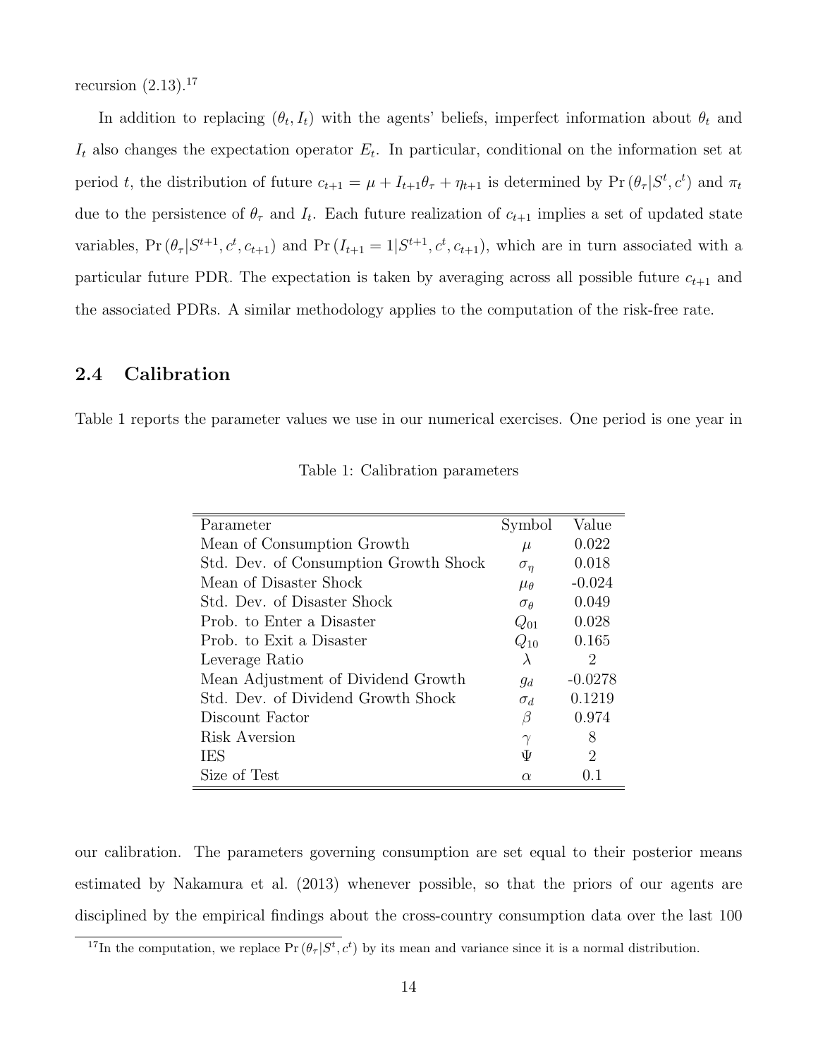recursion (2.13).[17]

In addition to replacing $(\theta_t, I_t)$ with the agents' beliefs, imperfect information about $\theta_t$ and $I_t$ also changes the expectation operator $E_t$. In particular, conditional on the information set at period $t$, the distribution of future $c_{t+1} = \mu + I_{t+1}\theta_\tau + \eta_{t+1}$ is determined by $\Pr(\theta_\tau | S^t, c^t)$ and $\pi_t$ due to the persistence of $\theta_\tau$ and $I_t$. Each future realization of $c_{t+1}$ implies a set of updated state variables, $\Pr(\theta_\tau | S^{t+1}, c^t, c_{t+1})$ and $\Pr(I_{t+1} = 1 | S^{t+1}, c^t, c_{t+1})$, which are in turn associated with a particular future PDR. The expectation is taken by averaging across all possible future $c_{t+1}$ and the associated PDRs. A similar methodology applies to the computation of the risk-free rate.

## 2.4 Calibration

Table 1 reports the parameter values we use in our numerical exercises. One period is one year in

Table 1: Calibration parameters

| Parameter | Symbol | Value |
|---|---|---|
| Mean of Consumption Growth | $\mu$ | 0.022 |
| Std. Dev. of Consumption Growth Shock | $\sigma_\eta$ | 0.018 |
| Mean of Disaster Shock | $\mu_\theta$ | -0.024 |
| Std. Dev. of Disaster Shock | $\sigma_\theta$ | 0.049 |
| Prob. to Enter a Disaster | $Q_{01}$ | 0.028 |
| Prob. to Exit a Disaster | $Q_{10}$ | 0.165 |
| Leverage Ratio | $\lambda$ | 2 |
| Mean Adjustment of Dividend Growth | $g_d$ | -0.0278 |
| Std. Dev. of Dividend Growth Shock | $\sigma_d$ | 0.1219 |
| Discount Factor | $\beta$ | 0.974 |
| Risk Aversion | $\gamma$ | 8 |
| IES | $\Psi$ | 2 |
| Size of Test | $\alpha$ | 0.1 |

our calibration. The parameters governing consumption are set equal to their posterior means estimated by Nakamura et al. (2013) whenever possible, so that the priors of our agents are disciplined by the empirical findings about the cross-country consumption data over the last 100

[17] In the computation, we replace $\Pr(\theta_\tau | S^t, c^t)$ by its mean and variance since it is a normal distribution.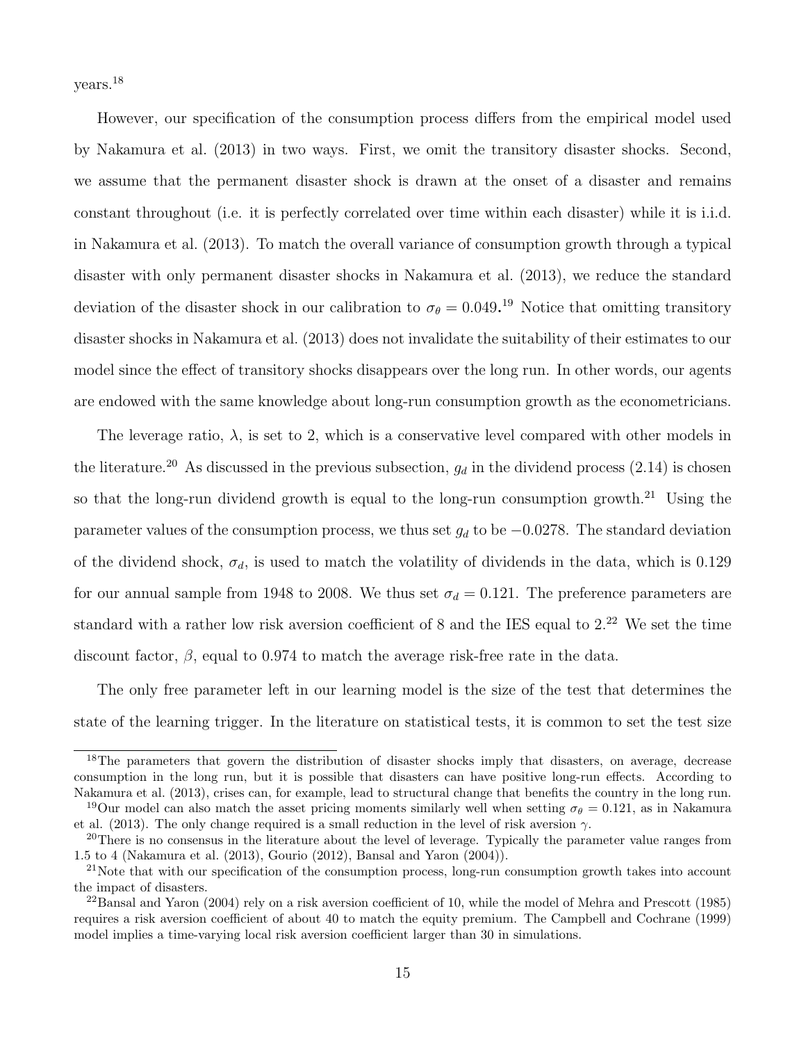years.[18]

However, our specification of the consumption process differs from the empirical model used by Nakamura et al. (2013) in two ways. First, we omit the transitory disaster shocks. Second, we assume that the permanent disaster shock is drawn at the onset of a disaster and remains constant throughout (i.e. it is perfectly correlated over time within each disaster) while it is i.i.d. in Nakamura et al. (2013). To match the overall variance of consumption growth through a typical disaster with only permanent disaster shocks in Nakamura et al. (2013), we reduce the standard deviation of the disaster shock in our calibration to $\sigma_\theta = 0.049$.[19] Notice that omitting transitory disaster shocks in Nakamura et al. (2013) does not invalidate the suitability of their estimates to our model since the effect of transitory shocks disappears over the long run. In other words, our agents are endowed with the same knowledge about long-run consumption growth as the econometricians.

The leverage ratio, $\lambda$, is set to 2, which is a conservative level compared with other models in the literature.[20] As discussed in the previous subsection, $g_d$ in the dividend process (2.14) is chosen so that the long-run dividend growth is equal to the long-run consumption growth.[21] Using the parameter values of the consumption process, we thus set $g_d$ to be $-0.0278$. The standard deviation of the dividend shock, $\sigma_d$, is used to match the volatility of dividends in the data, which is 0.129 for our annual sample from 1948 to 2008. We thus set $\sigma_d = 0.121$. The preference parameters are standard with a rather low risk aversion coefficient of 8 and the IES equal to 2.[22] We set the time discount factor, $\beta$, equal to 0.974 to match the average risk-free rate in the data.

The only free parameter left in our learning model is the size of the test that determines the state of the learning trigger. In the literature on statistical tests, it is common to set the test size

---

[18] The parameters that govern the distribution of disaster shocks imply that disasters, on average, decrease consumption in the long run, but it is possible that disasters can have positive long-run effects. According to Nakamura et al. (2013), crises can, for example, lead to structural change that benefits the country in the long run.

[19] Our model can also match the asset pricing moments similarly well when setting $\sigma_\theta = 0.121$, as in Nakamura et al. (2013). The only change required is a small reduction in the level of risk aversion $\gamma$.

[20] There is no consensus in the literature about the level of leverage. Typically the parameter value ranges from 1.5 to 4 (Nakamura et al. (2013), Gourio (2012), Bansal and Yaron (2004)).

[21] Note that with our specification of the consumption process, long-run consumption growth takes into account the impact of disasters.

[22] Bansal and Yaron (2004) rely on a risk aversion coefficient of 10, while the model of Mehra and Prescott (1985) requires a risk aversion coefficient of about 40 to match the equity premium. The Campbell and Cochrane (1999) model implies a time-varying local risk aversion coefficient larger than 30 in simulations.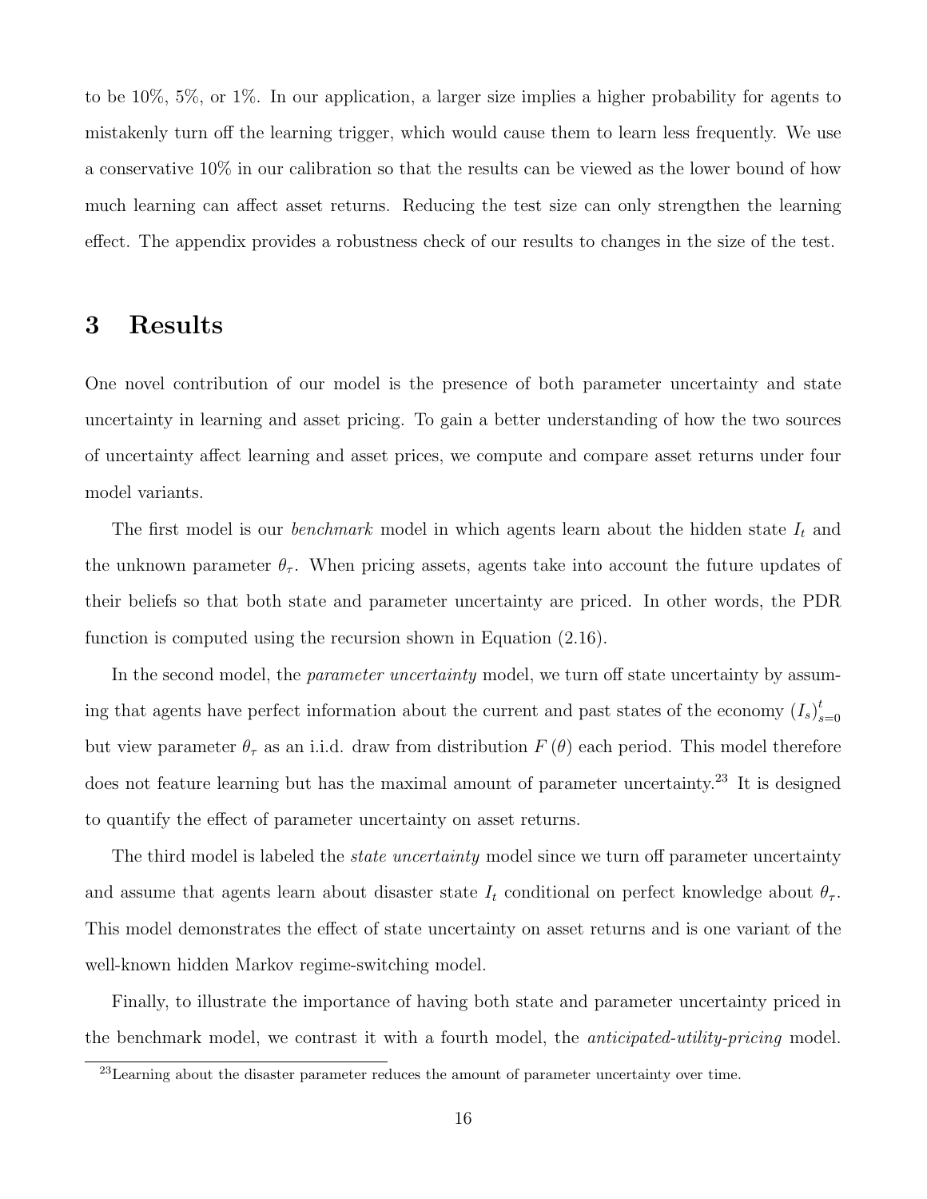to be 10%, 5%, or 1%. In our application, a larger size implies a higher probability for agents to mistakenly turn off the learning trigger, which would cause them to learn less frequently. We use a conservative 10% in our calibration so that the results can be viewed as the lower bound of how much learning can affect asset returns. Reducing the test size can only strengthen the learning effect. The appendix provides a robustness check of our results to changes in the size of the test.

# 3 Results

One novel contribution of our model is the presence of both parameter uncertainty and state uncertainty in learning and asset pricing. To gain a better understanding of how the two sources of uncertainty affect learning and asset prices, we compute and compare asset returns under four model variants.

The first model is our *benchmark* model in which agents learn about the hidden state $I_t$ and the unknown parameter $\theta_\tau$. When pricing assets, agents take into account the future updates of their beliefs so that both state and parameter uncertainty are priced. In other words, the PDR function is computed using the recursion shown in Equation (2.16).

In the second model, the *parameter uncertainty* model, we turn off state uncertainty by assuming that agents have perfect information about the current and past states of the economy $(I_s)_{s=0}^{t}$ but view parameter $\theta_\tau$ as an i.i.d. draw from distribution $F(\theta)$ each period. This model therefore does not feature learning but has the maximal amount of parameter uncertainty.[23] It is designed to quantify the effect of parameter uncertainty on asset returns.

The third model is labeled the *state uncertainty* model since we turn off parameter uncertainty and assume that agents learn about disaster state $I_t$ conditional on perfect knowledge about $\theta_\tau$. This model demonstrates the effect of state uncertainty on asset returns and is one variant of the well-known hidden Markov regime-switching model.

Finally, to illustrate the importance of having both state and parameter uncertainty priced in the benchmark model, we contrast it with a fourth model, the *anticipated-utility-pricing* model.

[23] Learning about the disaster parameter reduces the amount of parameter uncertainty over time.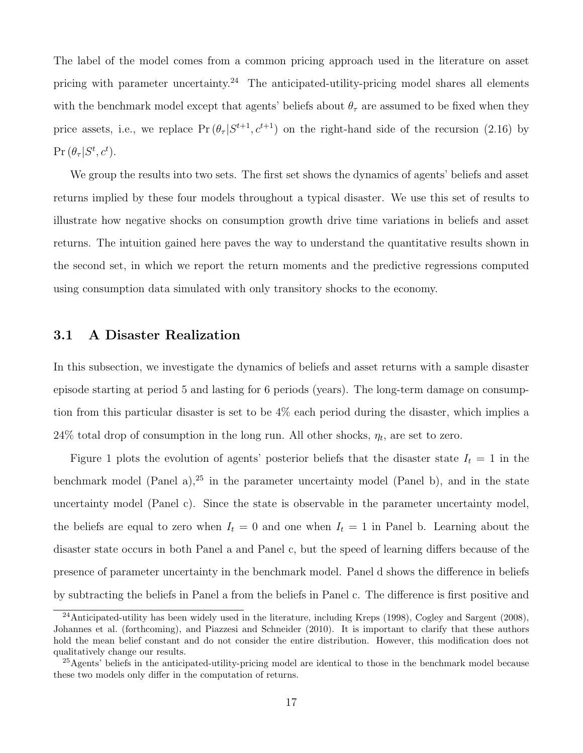The label of the model comes from a common pricing approach used in the literature on asset pricing with parameter uncertainty.[24] The anticipated-utility-pricing model shares all elements with the benchmark model except that agents' beliefs about $\theta_\tau$ are assumed to be fixed when they price assets, i.e., we replace $\Pr\left(\theta_\tau | S^{t+1}, c^{t+1}\right)$ on the right-hand side of the recursion (2.16) by $\Pr\left(\theta_\tau | S^{t}, c^{t}\right)$.

We group the results into two sets. The first set shows the dynamics of agents' beliefs and asset returns implied by these four models throughout a typical disaster. We use this set of results to illustrate how negative shocks on consumption growth drive time variations in beliefs and asset returns. The intuition gained here paves the way to understand the quantitative results shown in the second set, in which we report the return moments and the predictive regressions computed using consumption data simulated with only transitory shocks to the economy.

## 3.1 A Disaster Realization

In this subsection, we investigate the dynamics of beliefs and asset returns with a sample disaster episode starting at period 5 and lasting for 6 periods (years). The long-term damage on consumption from this particular disaster is set to be 4% each period during the disaster, which implies a 24% total drop of consumption in the long run. All other shocks, $\eta_t$, are set to zero.

Figure 1 plots the evolution of agents' posterior beliefs that the disaster state $I_t = 1$ in the benchmark model (Panel a),[25] in the parameter uncertainty model (Panel b), and in the state uncertainty model (Panel c). Since the state is observable in the parameter uncertainty model, the beliefs are equal to zero when $I_t = 0$ and one when $I_t = 1$ in Panel b. Learning about the disaster state occurs in both Panel a and Panel c, but the speed of learning differs because of the presence of parameter uncertainty in the benchmark model. Panel d shows the difference in beliefs by subtracting the beliefs in Panel a from the beliefs in Panel c. The difference is first positive and

[24] Anticipated-utility has been widely used in the literature, including Kreps (1998), Cogley and Sargent (2008), Johannes et al. (forthcoming), and Piazzesi and Schneider (2010). It is important to clarify that these authors hold the mean belief constant and do not consider the entire distribution. However, this modification does not qualitatively change our results.

[25] Agents' beliefs in the anticipated-utility-pricing model are identical to those in the benchmark model because these two models only differ in the computation of returns.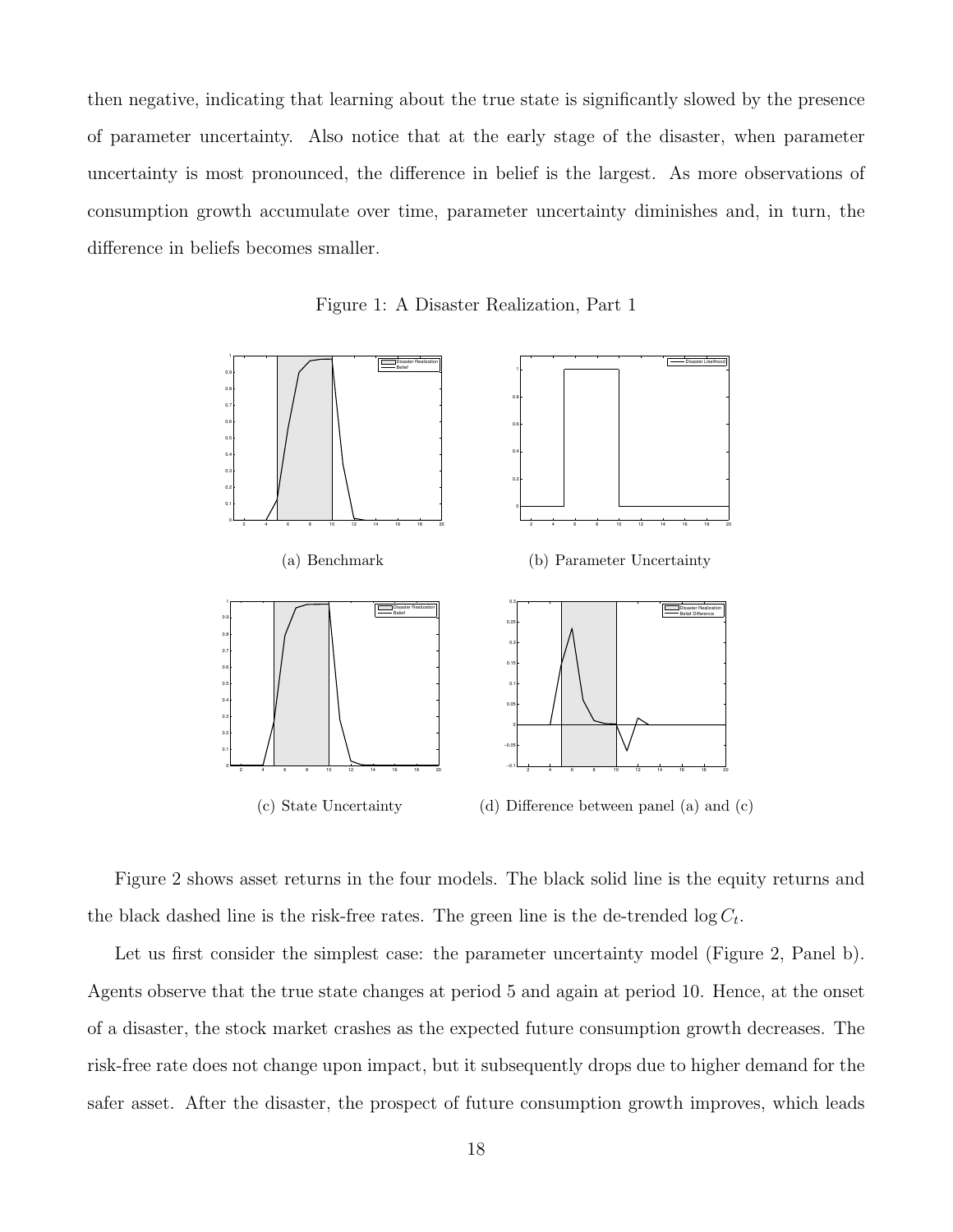then negative, indicating that learning about the true state is significantly slowed by the presence of parameter uncertainty. Also notice that at the early stage of the disaster, when parameter uncertainty is most pronounced, the difference in belief is the largest. As more observations of consumption growth accumulate over time, parameter uncertainty diminishes and, in turn, the difference in beliefs becomes smaller.

Figure 1: A Disaster Realization, Part 1

(a) Benchmark

(b) Parameter Uncertainty

(c) State Uncertainty

(d) Difference between panel (a) and (c)

Figure 2 shows asset returns in the four models. The black solid line is the equity returns and the black dashed line is the risk-free rates. The green line is the de-trended $\log C_t$.

Let us first consider the simplest case: the parameter uncertainty model (Figure 2, Panel b). Agents observe that the true state changes at period 5 and again at period 10. Hence, at the onset of a disaster, the stock market crashes as the expected future consumption growth decreases. The risk-free rate does not change upon impact, but it subsequently drops due to higher demand for the safer asset. After the disaster, the prospect of future consumption growth improves, which leads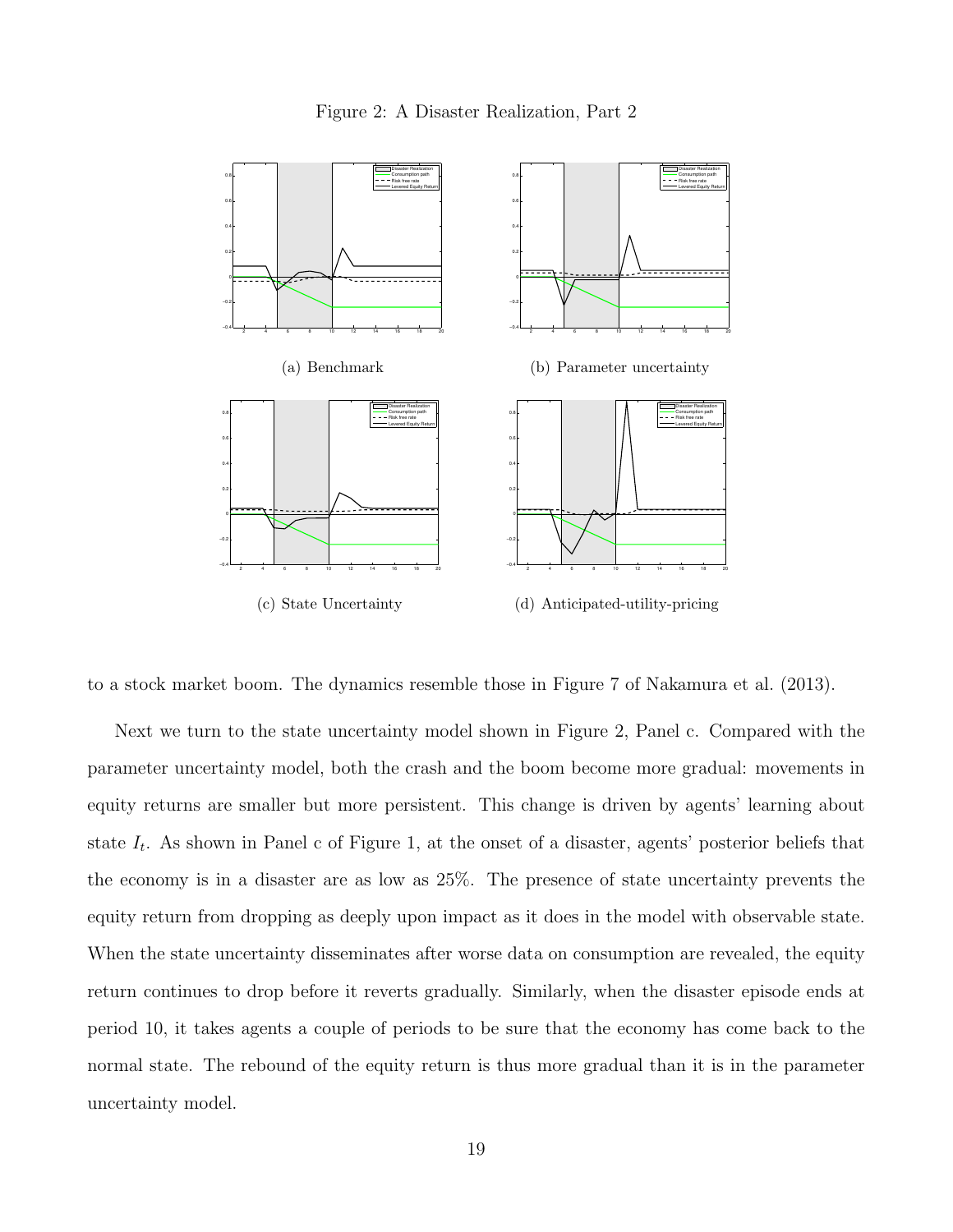Figure 2: A Disaster Realization, Part 2

(a) Benchmark

(b) Parameter uncertainty

(c) State Uncertainty

(d) Anticipated-utility-pricing

to a stock market boom. The dynamics resemble those in Figure 7 of Nakamura et al. (2013).

Next we turn to the state uncertainty model shown in Figure 2, Panel c. Compared with the parameter uncertainty model, both the crash and the boom become more gradual: movements in equity returns are smaller but more persistent. This change is driven by agents' learning about state $I_t$. As shown in Panel c of Figure 1, at the onset of a disaster, agents' posterior beliefs that the economy is in a disaster are as low as 25%. The presence of state uncertainty prevents the equity return from dropping as deeply upon impact as it does in the model with observable state. When the state uncertainty disseminates after worse data on consumption are revealed, the equity return continues to drop before it reverts gradually. Similarly, when the disaster episode ends at period 10, it takes agents a couple of periods to be sure that the economy has come back to the normal state. The rebound of the equity return is thus more gradual than it is in the parameter uncertainty model.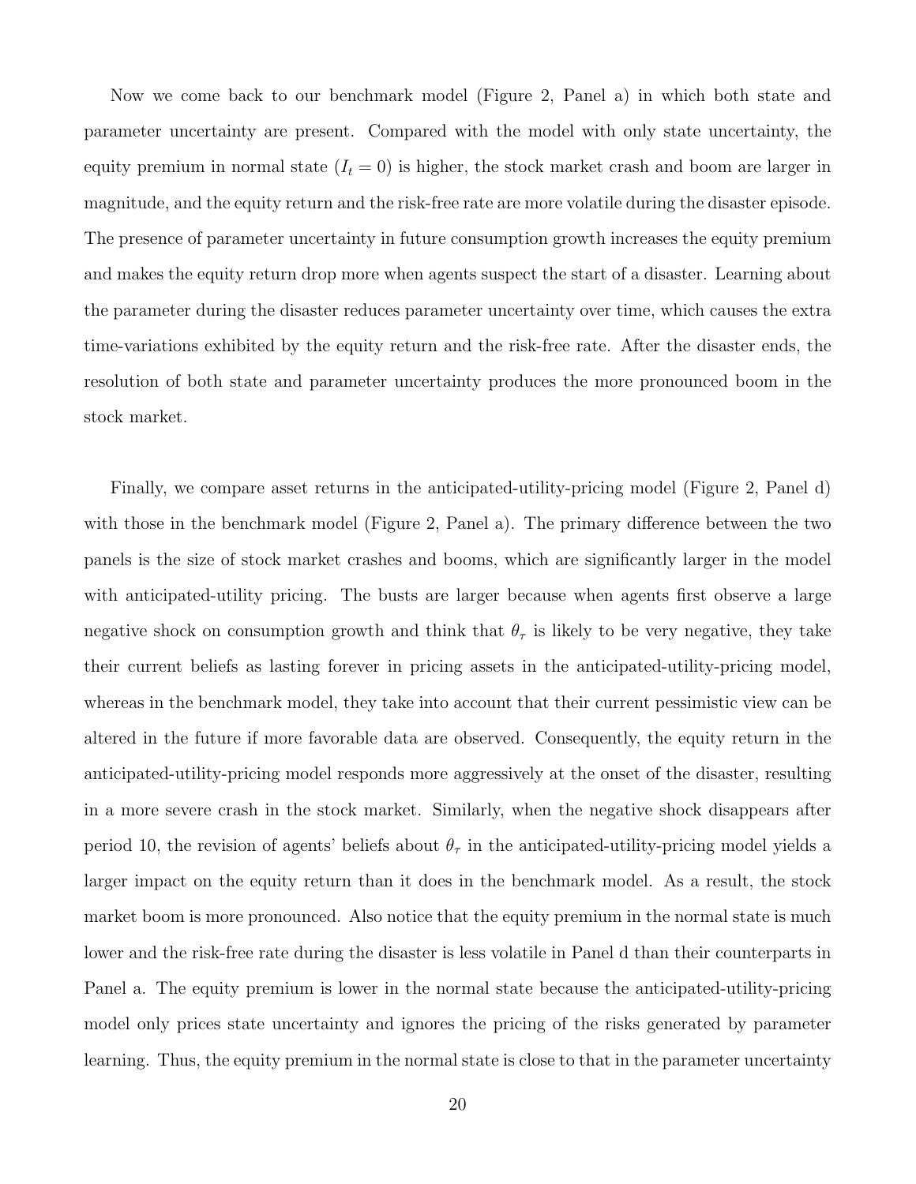Now we come back to our benchmark model (Figure 2, Panel a) in which both state and parameter uncertainty are present. Compared with the model with only state uncertainty, the equity premium in normal state ($I_t = 0$) is higher, the stock market crash and boom are larger in magnitude, and the equity return and the risk-free rate are more volatile during the disaster episode. The presence of parameter uncertainty in future consumption growth increases the equity premium and makes the equity return drop more when agents suspect the start of a disaster. Learning about the parameter during the disaster reduces parameter uncertainty over time, which causes the extra time-variations exhibited by the equity return and the risk-free rate. After the disaster ends, the resolution of both state and parameter uncertainty produces the more pronounced boom in the stock market.

Finally, we compare asset returns in the anticipated-utility-pricing model (Figure 2, Panel d) with those in the benchmark model (Figure 2, Panel a). The primary difference between the two panels is the size of stock market crashes and booms, which are significantly larger in the model with anticipated-utility pricing. The busts are larger because when agents first observe a large negative shock on consumption growth and think that $\theta_\tau$ is likely to be very negative, they take their current beliefs as lasting forever in pricing assets in the anticipated-utility-pricing model, whereas in the benchmark model, they take into account that their current pessimistic view can be altered in the future if more favorable data are observed. Consequently, the equity return in the anticipated-utility-pricing model responds more aggressively at the onset of the disaster, resulting in a more severe crash in the stock market. Similarly, when the negative shock disappears after period 10, the revision of agents' beliefs about $\theta_\tau$ in the anticipated-utility-pricing model yields a larger impact on the equity return than it does in the benchmark model. As a result, the stock market boom is more pronounced. Also notice that the equity premium in the normal state is much lower and the risk-free rate during the disaster is less volatile in Panel d than their counterparts in Panel a. The equity premium is lower in the normal state because the anticipated-utility-pricing model only prices state uncertainty and ignores the pricing of the risks generated by parameter learning. Thus, the equity premium in the normal state is close to that in the parameter uncertainty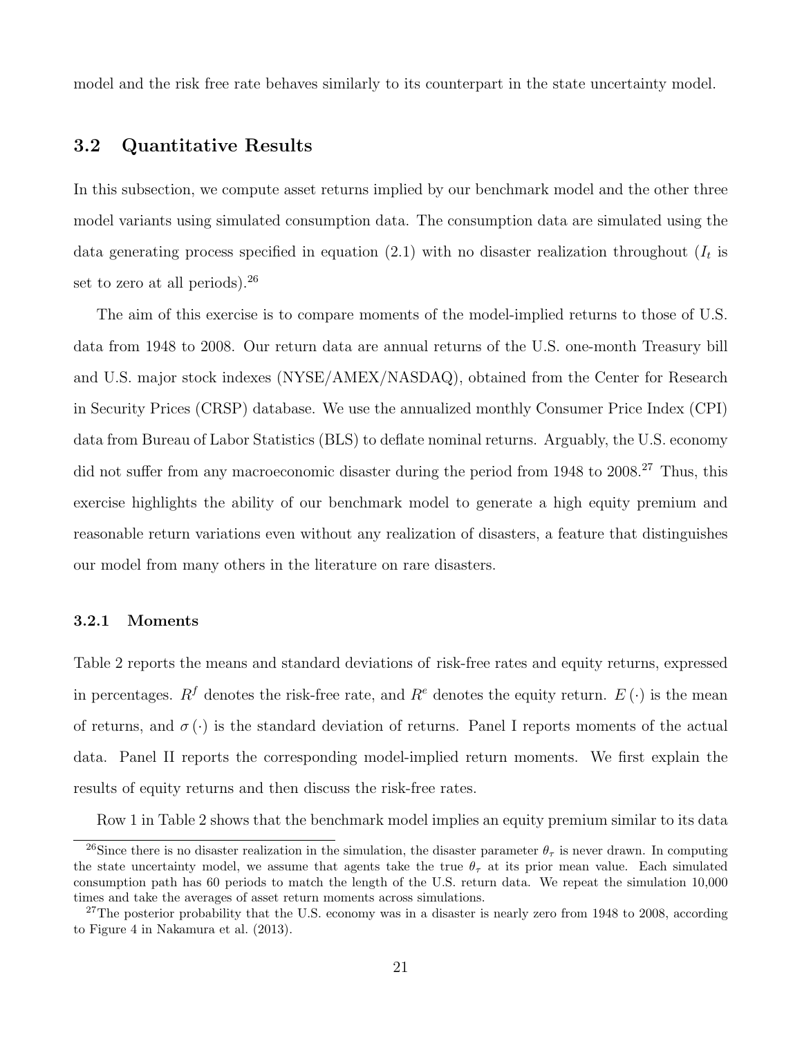model and the risk free rate behaves similarly to its counterpart in the state uncertainty model.

## 3.2 Quantitative Results

In this subsection, we compute asset returns implied by our benchmark model and the other three model variants using simulated consumption data. The consumption data are simulated using the data generating process specified in equation (2.1) with no disaster realization throughout ($I_t$ is set to zero at all periods).[26]

The aim of this exercise is to compare moments of the model-implied returns to those of U.S. data from 1948 to 2008. Our return data are annual returns of the U.S. one-month Treasury bill and U.S. major stock indexes (NYSE/AMEX/NASDAQ), obtained from the Center for Research in Security Prices (CRSP) database. We use the annualized monthly Consumer Price Index (CPI) data from Bureau of Labor Statistics (BLS) to deflate nominal returns. Arguably, the U.S. economy did not suffer from any macroeconomic disaster during the period from 1948 to 2008.[27] Thus, this exercise highlights the ability of our benchmark model to generate a high equity premium and reasonable return variations even without any realization of disasters, a feature that distinguishes our model from many others in the literature on rare disasters.

### 3.2.1 Moments

Table 2 reports the means and standard deviations of risk-free rates and equity returns, expressed in percentages. $R^f$ denotes the risk-free rate, and $R^e$ denotes the equity return. $E(\cdot)$ is the mean of returns, and $\sigma(\cdot)$ is the standard deviation of returns. Panel I reports moments of the actual data. Panel II reports the corresponding model-implied return moments. We first explain the results of equity returns and then discuss the risk-free rates.

Row 1 in Table 2 shows that the benchmark model implies an equity premium similar to its data

---

[26] Since there is no disaster realization in the simulation, the disaster parameter $\theta_\tau$ is never drawn. In computing the state uncertainty model, we assume that agents take the true $\theta_\tau$ at its prior mean value. Each simulated consumption path has 60 periods to match the length of the U.S. return data. We repeat the simulation 10,000 times and take the averages of asset return moments across simulations.

[27] The posterior probability that the U.S. economy was in a disaster is nearly zero from 1948 to 2008, according to Figure 4 in Nakamura et al. (2013).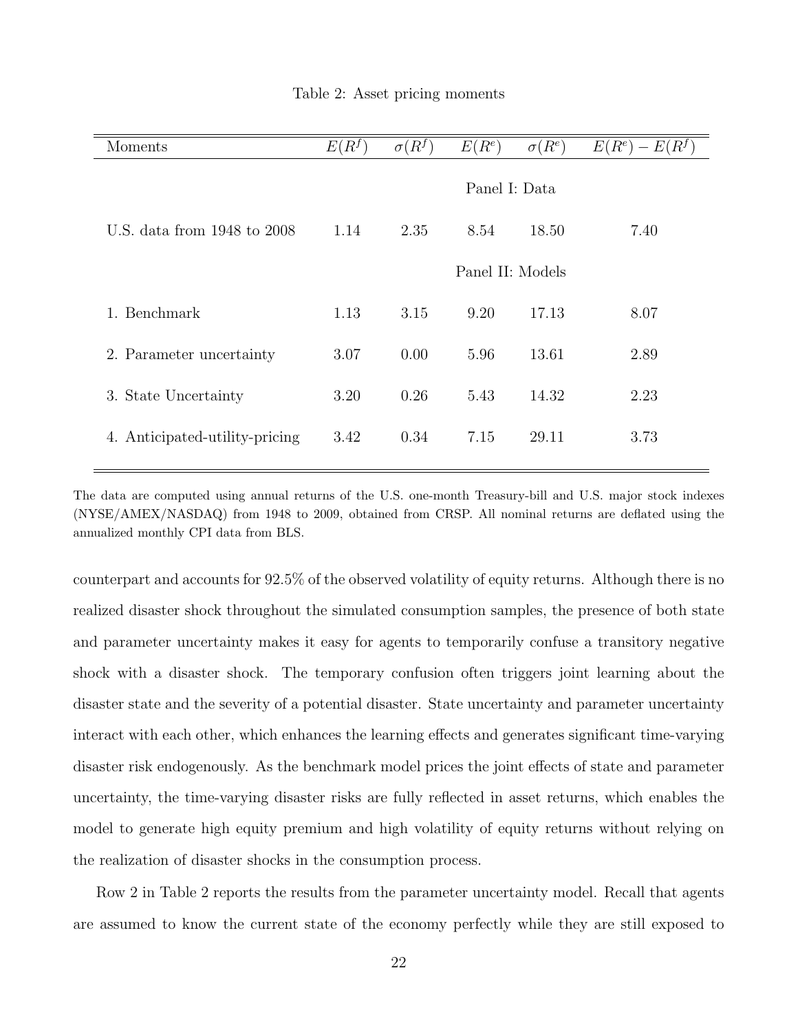Table 2: Asset pricing moments

| Moments | $E(R^f)$ | $\sigma(R^f)$ | $E(R^e)$ | $\sigma(R^e)$ | $E(R^e) - E(R^f)$ |
|---|---|---|---|---|---|
| | | | Panel I: Data | | |
| U.S. data from 1948 to 2008 | 1.14 | 2.35 | 8.54 | 18.50 | 7.40 |
| | | | Panel II: Models | | |
| 1. Benchmark | 1.13 | 3.15 | 9.20 | 17.13 | 8.07 |
| 2. Parameter uncertainty | 3.07 | 0.00 | 5.96 | 13.61 | 2.89 |
| 3. State Uncertainty | 3.20 | 0.26 | 5.43 | 14.32 | 2.23 |
| 4. Anticipated-utility-pricing | 3.42 | 0.34 | 7.15 | 29.11 | 3.73 |

The data are computed using annual returns of the U.S. one-month Treasury-bill and U.S. major stock indexes (NYSE/AMEX/NASDAQ) from 1948 to 2009, obtained from CRSP. All nominal returns are deflated using the annualized monthly CPI data from BLS.

counterpart and accounts for 92.5% of the observed volatility of equity returns. Although there is no realized disaster shock throughout the simulated consumption samples, the presence of both state and parameter uncertainty makes it easy for agents to temporarily confuse a transitory negative shock with a disaster shock. The temporary confusion often triggers joint learning about the disaster state and the severity of a potential disaster. State uncertainty and parameter uncertainty interact with each other, which enhances the learning effects and generates significant time-varying disaster risk endogenously. As the benchmark model prices the joint effects of state and parameter uncertainty, the time-varying disaster risks are fully reflected in asset returns, which enables the model to generate high equity premium and high volatility of equity returns without relying on the realization of disaster shocks in the consumption process.

Row 2 in Table 2 reports the results from the parameter uncertainty model. Recall that agents are assumed to know the current state of the economy perfectly while they are still exposed to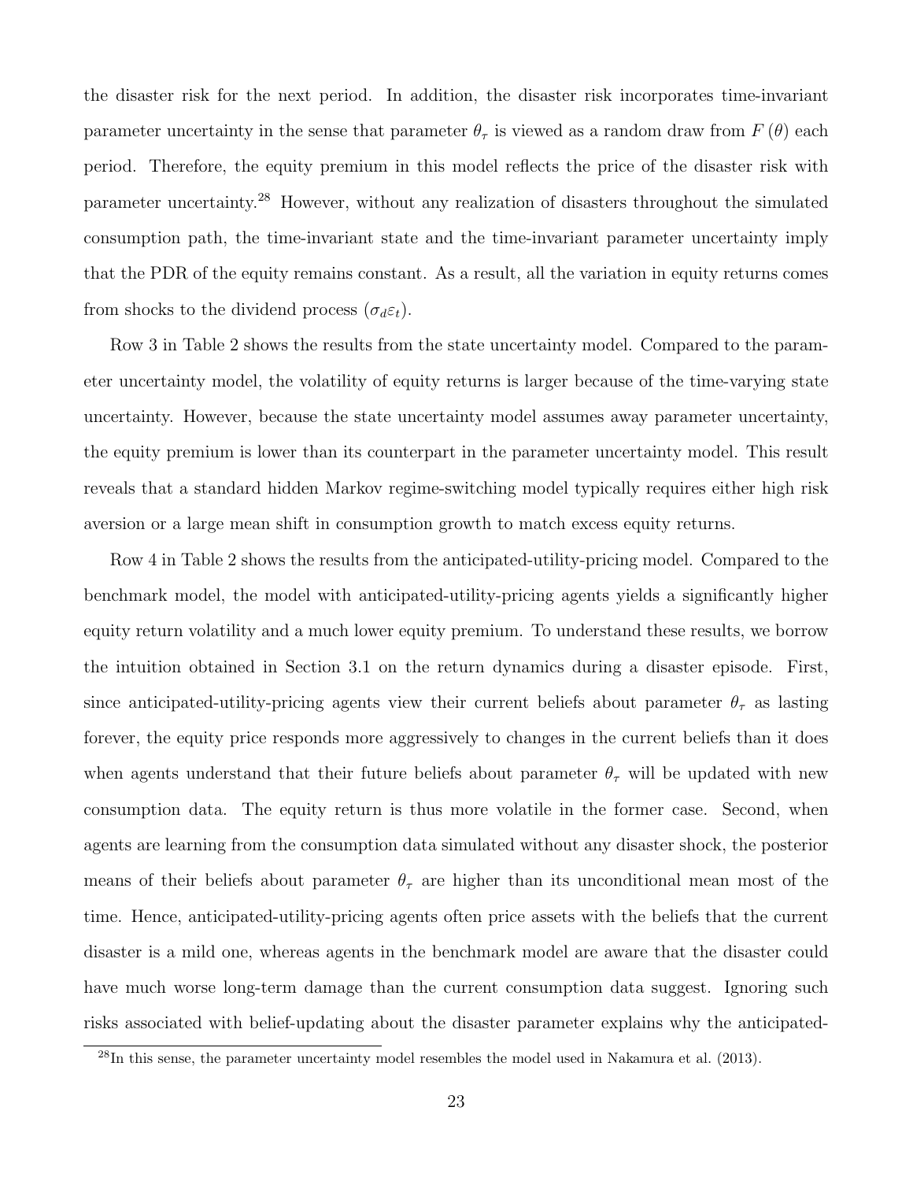the disaster risk for the next period. In addition, the disaster risk incorporates time-invariant parameter uncertainty in the sense that parameter $\theta_\tau$ is viewed as a random draw from $F(\theta)$ each period. Therefore, the equity premium in this model reflects the price of the disaster risk with parameter uncertainty.[28] However, without any realization of disasters throughout the simulated consumption path, the time-invariant state and the time-invariant parameter uncertainty imply that the PDR of the equity remains constant. As a result, all the variation in equity returns comes from shocks to the dividend process ($\sigma_d \varepsilon_t$).

Row 3 in Table 2 shows the results from the state uncertainty model. Compared to the parameter uncertainty model, the volatility of equity returns is larger because of the time-varying state uncertainty. However, because the state uncertainty model assumes away parameter uncertainty, the equity premium is lower than its counterpart in the parameter uncertainty model. This result reveals that a standard hidden Markov regime-switching model typically requires either high risk aversion or a large mean shift in consumption growth to match excess equity returns.

Row 4 in Table 2 shows the results from the anticipated-utility-pricing model. Compared to the benchmark model, the model with anticipated-utility-pricing agents yields a significantly higher equity return volatility and a much lower equity premium. To understand these results, we borrow the intuition obtained in Section 3.1 on the return dynamics during a disaster episode. First, since anticipated-utility-pricing agents view their current beliefs about parameter $\theta_\tau$ as lasting forever, the equity price responds more aggressively to changes in the current beliefs than it does when agents understand that their future beliefs about parameter $\theta_\tau$ will be updated with new consumption data. The equity return is thus more volatile in the former case. Second, when agents are learning from the consumption data simulated without any disaster shock, the posterior means of their beliefs about parameter $\theta_\tau$ are higher than its unconditional mean most of the time. Hence, anticipated-utility-pricing agents often price assets with the beliefs that the current disaster is a mild one, whereas agents in the benchmark model are aware that the disaster could have much worse long-term damage than the current consumption data suggest. Ignoring such risks associated with belief-updating about the disaster parameter explains why the anticipated-

[28] In this sense, the parameter uncertainty model resembles the model used in Nakamura et al. (2013).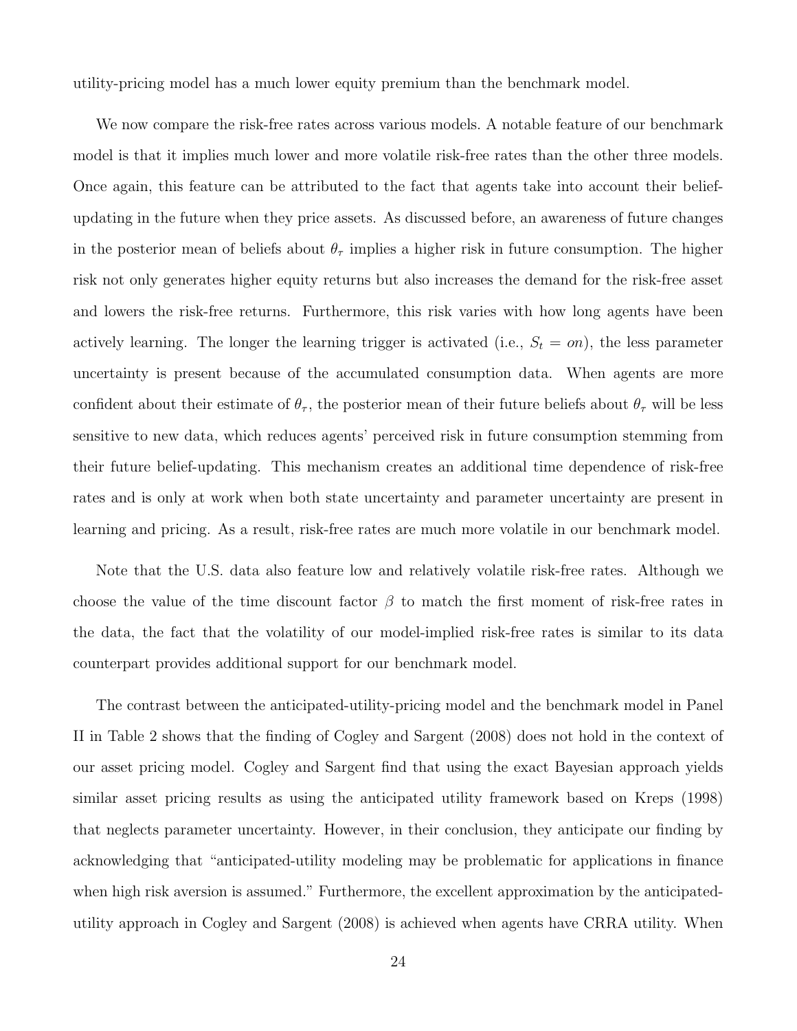utility-pricing model has a much lower equity premium than the benchmark model.

We now compare the risk-free rates across various models. A notable feature of our benchmark model is that it implies much lower and more volatile risk-free rates than the other three models. Once again, this feature can be attributed to the fact that agents take into account their belief-updating in the future when they price assets. As discussed before, an awareness of future changes in the posterior mean of beliefs about $\theta_\tau$ implies a higher risk in future consumption. The higher risk not only generates higher equity returns but also increases the demand for the risk-free asset and lowers the risk-free returns. Furthermore, this risk varies with how long agents have been actively learning. The longer the learning trigger is activated (i.e., $S_t = on$), the less parameter uncertainty is present because of the accumulated consumption data. When agents are more confident about their estimate of $\theta_\tau$, the posterior mean of their future beliefs about $\theta_\tau$ will be less sensitive to new data, which reduces agents' perceived risk in future consumption stemming from their future belief-updating. This mechanism creates an additional time dependence of risk-free rates and is only at work when both state uncertainty and parameter uncertainty are present in learning and pricing. As a result, risk-free rates are much more volatile in our benchmark model.

Note that the U.S. data also feature low and relatively volatile risk-free rates. Although we choose the value of the time discount factor $\beta$ to match the first moment of risk-free rates in the data, the fact that the volatility of our model-implied risk-free rates is similar to its data counterpart provides additional support for our benchmark model.

The contrast between the anticipated-utility-pricing model and the benchmark model in Panel II in Table 2 shows that the finding of Cogley and Sargent (2008) does not hold in the context of our asset pricing model. Cogley and Sargent find that using the exact Bayesian approach yields similar asset pricing results as using the anticipated utility framework based on Kreps (1998) that neglects parameter uncertainty. However, in their conclusion, they anticipate our finding by acknowledging that "anticipated-utility modeling may be problematic for applications in finance when high risk aversion is assumed." Furthermore, the excellent approximation by the anticipated-utility approach in Cogley and Sargent (2008) is achieved when agents have CRRA utility. When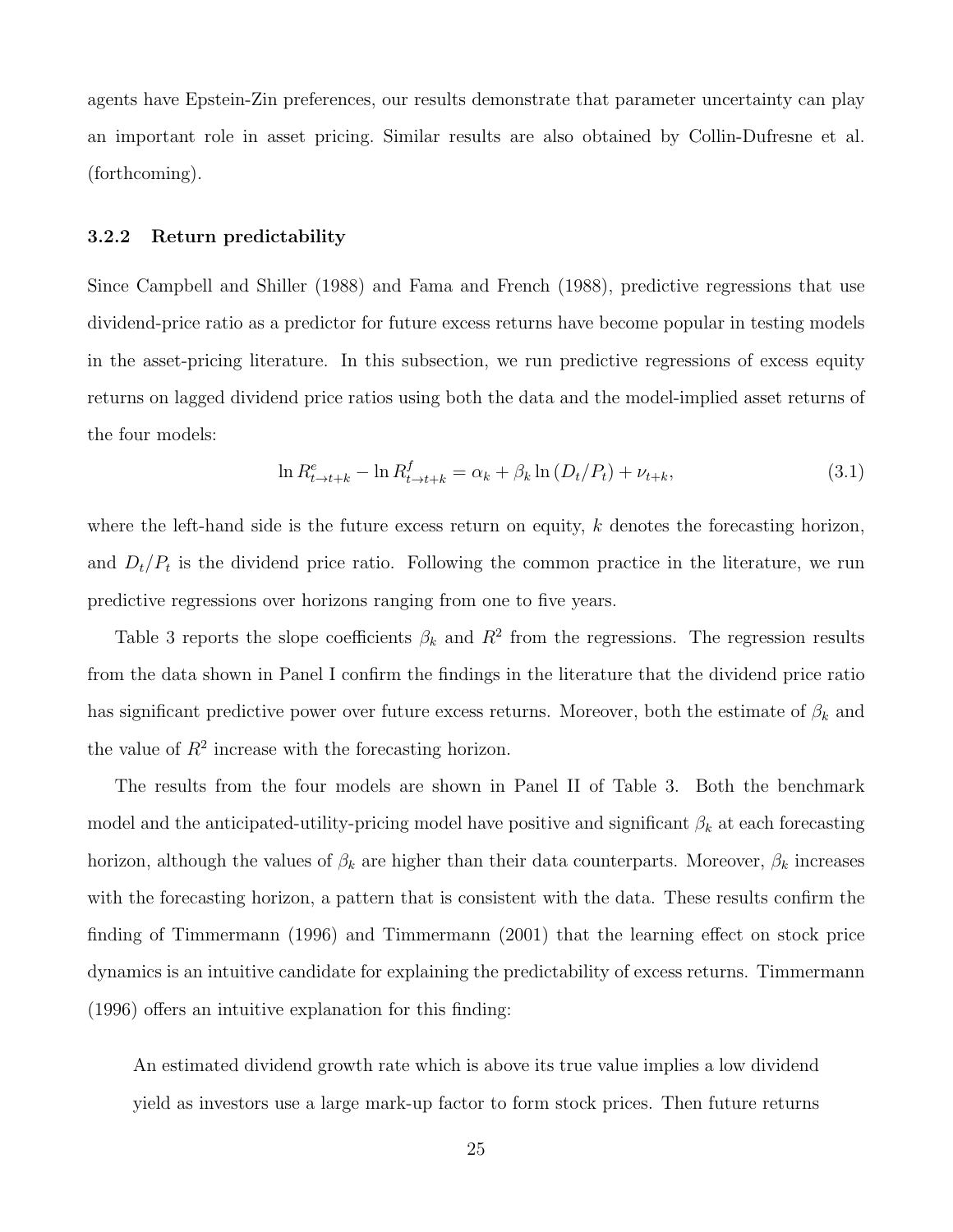agents have Epstein-Zin preferences, our results demonstrate that parameter uncertainty can play an important role in asset pricing. Similar results are also obtained by Collin-Dufresne et al. (forthcoming).

### 3.2.2 Return predictability

Since Campbell and Shiller (1988) and Fama and French (1988), predictive regressions that use dividend-price ratio as a predictor for future excess returns have become popular in testing models in the asset-pricing literature. In this subsection, we run predictive regressions of excess equity returns on lagged dividend price ratios using both the data and the model-implied asset returns of the four models:

$$\ln R^{e}_{t\to t+k} - \ln R^{f}_{t\to t+k} = \alpha_k + \beta_k \ln\left(D_t/P_t\right) + \nu_{t+k}, \tag{3.1}$$

where the left-hand side is the future excess return on equity, $k$ denotes the forecasting horizon, and $D_t/P_t$ is the dividend price ratio. Following the common practice in the literature, we run predictive regressions over horizons ranging from one to five years.

Table 3 reports the slope coefficients $\beta_k$ and $R^2$ from the regressions. The regression results from the data shown in Panel I confirm the findings in the literature that the dividend price ratio has significant predictive power over future excess returns. Moreover, both the estimate of $\beta_k$ and the value of $R^2$ increase with the forecasting horizon.

The results from the four models are shown in Panel II of Table 3. Both the benchmark model and the anticipated-utility-pricing model have positive and significant $\beta_k$ at each forecasting horizon, although the values of $\beta_k$ are higher than their data counterparts. Moreover, $\beta_k$ increases with the forecasting horizon, a pattern that is consistent with the data. These results confirm the finding of Timmermann (1996) and Timmermann (2001) that the learning effect on stock price dynamics is an intuitive candidate for explaining the predictability of excess returns. Timmermann (1996) offers an intuitive explanation for this finding:

> An estimated dividend growth rate which is above its true value implies a low dividend yield as investors use a large mark-up factor to form stock prices. Then future returns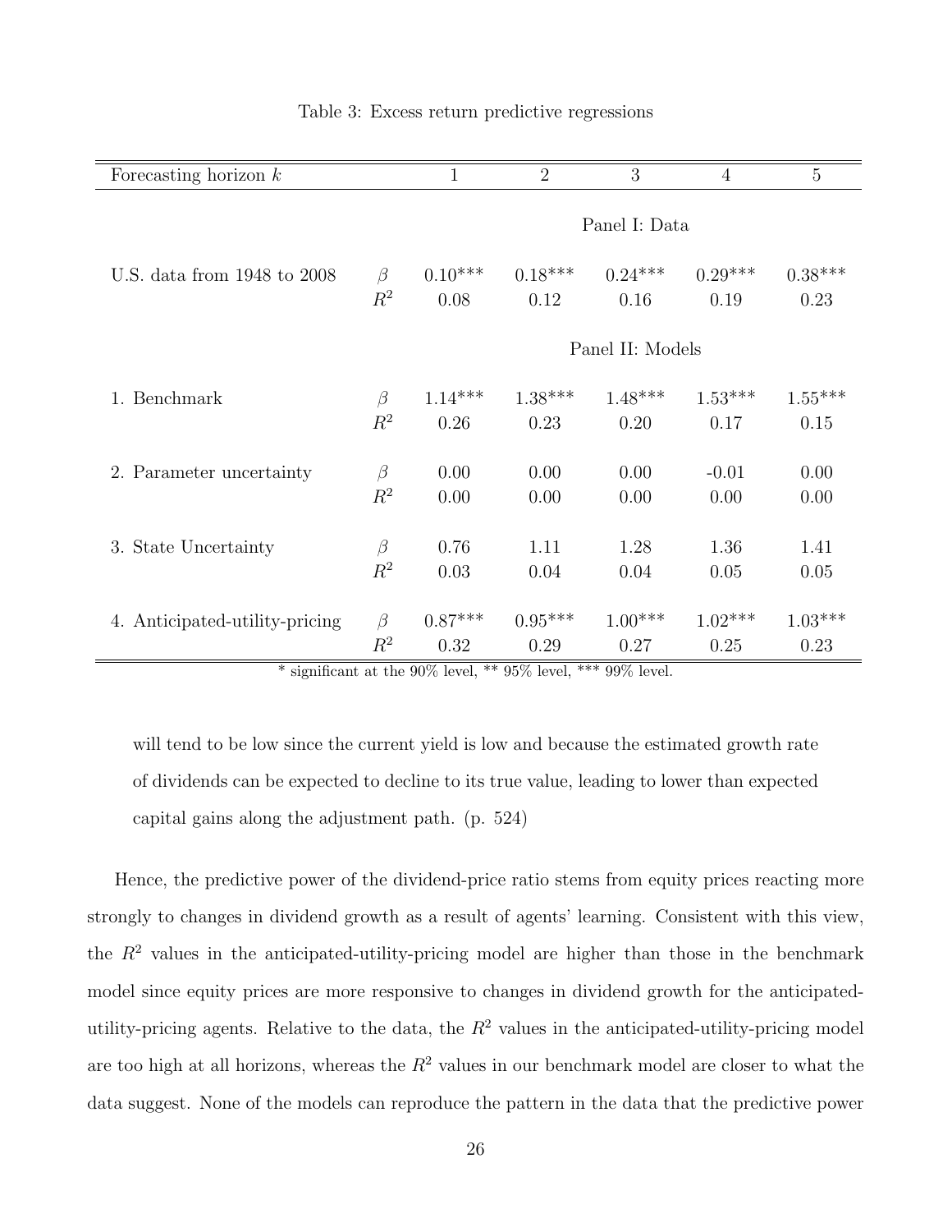Table 3: Excess return predictive regressions

| Forecasting horizon $k$ | | 1 | 2 | 3 | 4 | 5 |
|---|---|---|---|---|---|---|
| | | | | Panel I: Data | | |
| U.S. data from 1948 to 2008 | $\beta$ | 0.10*** | 0.18*** | 0.24*** | 0.29*** | 0.38*** |
| | $R^2$ | 0.08 | 0.12 | 0.16 | 0.19 | 0.23 |
| | | | | Panel II: Models | | |
| 1. Benchmark | $\beta$ | 1.14*** | 1.38*** | 1.48*** | 1.53*** | 1.55*** |
| | $R^2$ | 0.26 | 0.23 | 0.20 | 0.17 | 0.15 |
| 2. Parameter uncertainty | $\beta$ | 0.00 | 0.00 | 0.00 | -0.01 | 0.00 |
| | $R^2$ | 0.00 | 0.00 | 0.00 | 0.00 | 0.00 |
| 3. State Uncertainty | $\beta$ | 0.76 | 1.11 | 1.28 | 1.36 | 1.41 |
| | $R^2$ | 0.03 | 0.04 | 0.04 | 0.05 | 0.05 |
| 4. Anticipated-utility-pricing | $\beta$ | 0.87*** | 0.95*** | 1.00*** | 1.02*** | 1.03*** |
| | $R^2$ | 0.32 | 0.29 | 0.27 | 0.25 | 0.23 |

\* significant at the 90% level, ** 95% level, *** 99% level.

> will tend to be low since the current yield is low and because the estimated growth rate of dividends can be expected to decline to its true value, leading to lower than expected capital gains along the adjustment path. (p. 524)

Hence, the predictive power of the dividend-price ratio stems from equity prices reacting more strongly to changes in dividend growth as a result of agents' learning. Consistent with this view, the $R^2$ values in the anticipated-utility-pricing model are higher than those in the benchmark model since equity prices are more responsive to changes in dividend growth for the anticipated-utility-pricing agents. Relative to the data, the $R^2$ values in the anticipated-utility-pricing model are too high at all horizons, whereas the $R^2$ values in our benchmark model are closer to what the data suggest. None of the models can reproduce the pattern in the data that the predictive power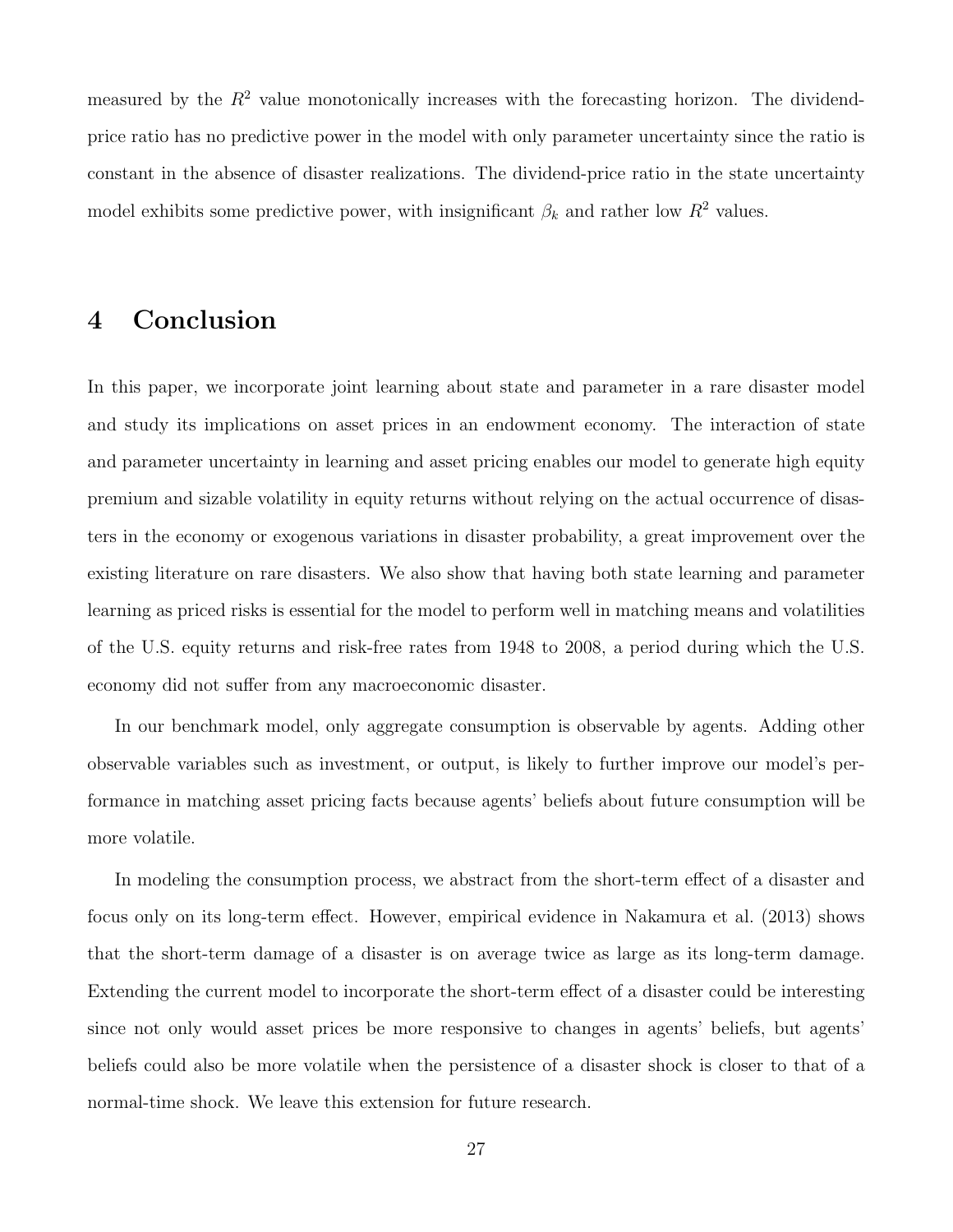measured by the $R^2$ value monotonically increases with the forecasting horizon. The dividend-price ratio has no predictive power in the model with only parameter uncertainty since the ratio is constant in the absence of disaster realizations. The dividend-price ratio in the state uncertainty model exhibits some predictive power, with insignificant $\beta_k$ and rather low $R^2$ values.

# 4 Conclusion

In this paper, we incorporate joint learning about state and parameter in a rare disaster model and study its implications on asset prices in an endowment economy. The interaction of state and parameter uncertainty in learning and asset pricing enables our model to generate high equity premium and sizable volatility in equity returns without relying on the actual occurrence of disasters in the economy or exogenous variations in disaster probability, a great improvement over the existing literature on rare disasters. We also show that having both state learning and parameter learning as priced risks is essential for the model to perform well in matching means and volatilities of the U.S. equity returns and risk-free rates from 1948 to 2008, a period during which the U.S. economy did not suffer from any macroeconomic disaster.

In our benchmark model, only aggregate consumption is observable by agents. Adding other observable variables such as investment, or output, is likely to further improve our model's performance in matching asset pricing facts because agents' beliefs about future consumption will be more volatile.

In modeling the consumption process, we abstract from the short-term effect of a disaster and focus only on its long-term effect. However, empirical evidence in Nakamura et al. (2013) shows that the short-term damage of a disaster is on average twice as large as its long-term damage. Extending the current model to incorporate the short-term effect of a disaster could be interesting since not only would asset prices be more responsive to changes in agents' beliefs, but agents' beliefs could also be more volatile when the persistence of a disaster shock is closer to that of a normal-time shock. We leave this extension for future research.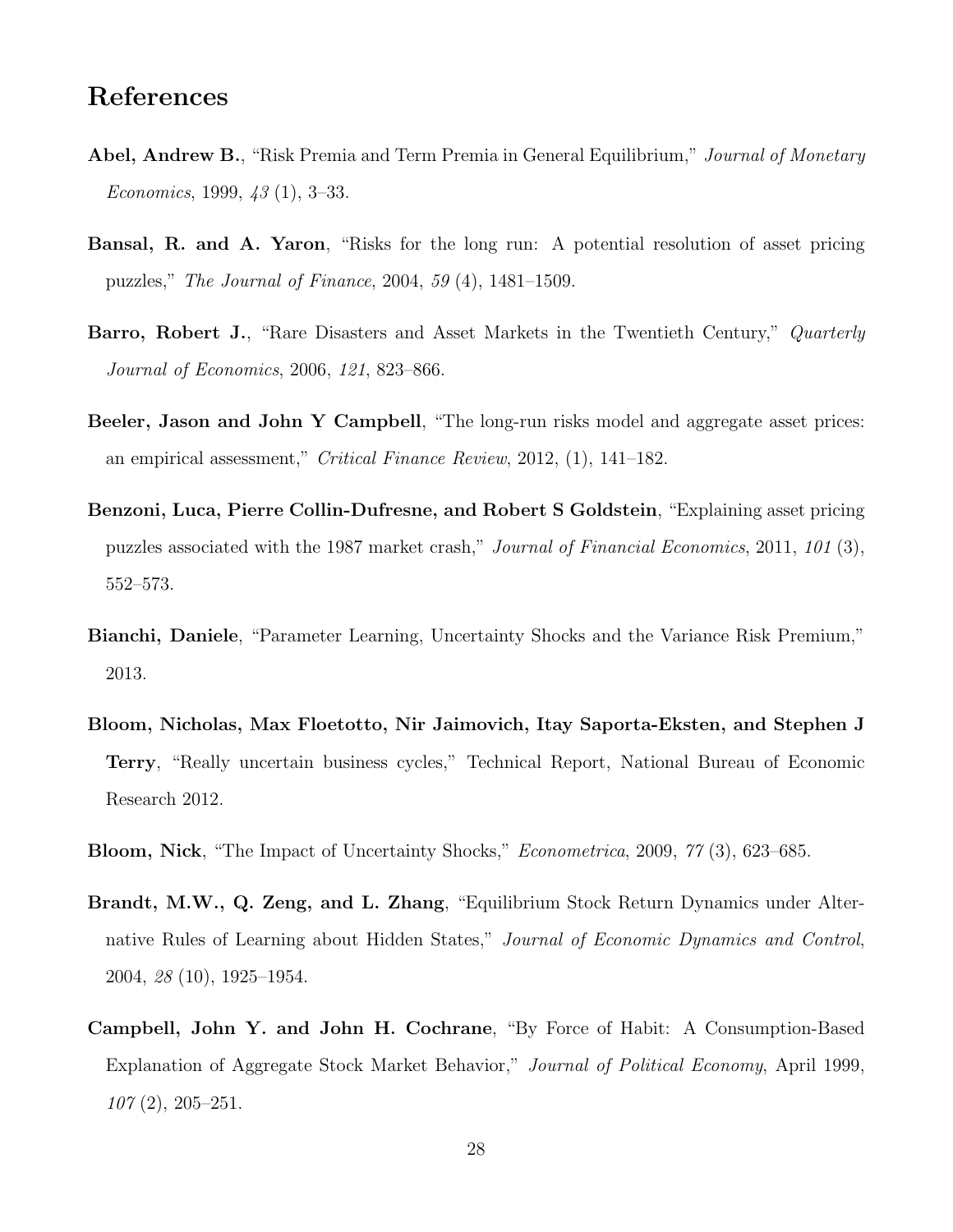# References

**Abel, Andrew B.**, "Risk Premia and Term Premia in General Equilibrium," *Journal of Monetary Economics*, 1999, *43* (1), 3–33.

**Bansal, R. and A. Yaron**, "Risks for the long run: A potential resolution of asset pricing puzzles," *The Journal of Finance*, 2004, *59* (4), 1481–1509.

**Barro, Robert J.**, "Rare Disasters and Asset Markets in the Twentieth Century," *Quarterly Journal of Economics*, 2006, *121*, 823–866.

**Beeler, Jason and John Y Campbell**, "The long-run risks model and aggregate asset prices: an empirical assessment," *Critical Finance Review*, 2012, (1), 141–182.

**Benzoni, Luca, Pierre Collin-Dufresne, and Robert S Goldstein**, "Explaining asset pricing puzzles associated with the 1987 market crash," *Journal of Financial Economics*, 2011, *101* (3), 552–573.

**Bianchi, Daniele**, "Parameter Learning, Uncertainty Shocks and the Variance Risk Premium," 2013.

**Bloom, Nicholas, Max Floetotto, Nir Jaimovich, Itay Saporta-Eksten, and Stephen J Terry**, "Really uncertain business cycles," Technical Report, National Bureau of Economic Research 2012.

**Bloom, Nick**, "The Impact of Uncertainty Shocks," *Econometrica*, 2009, *77* (3), 623–685.

**Brandt, M.W., Q. Zeng, and L. Zhang**, "Equilibrium Stock Return Dynamics under Alternative Rules of Learning about Hidden States," *Journal of Economic Dynamics and Control*, 2004, *28* (10), 1925–1954.

**Campbell, John Y. and John H. Cochrane**, "By Force of Habit: A Consumption-Based Explanation of Aggregate Stock Market Behavior," *Journal of Political Economy*, April 1999, *107* (2), 205–251.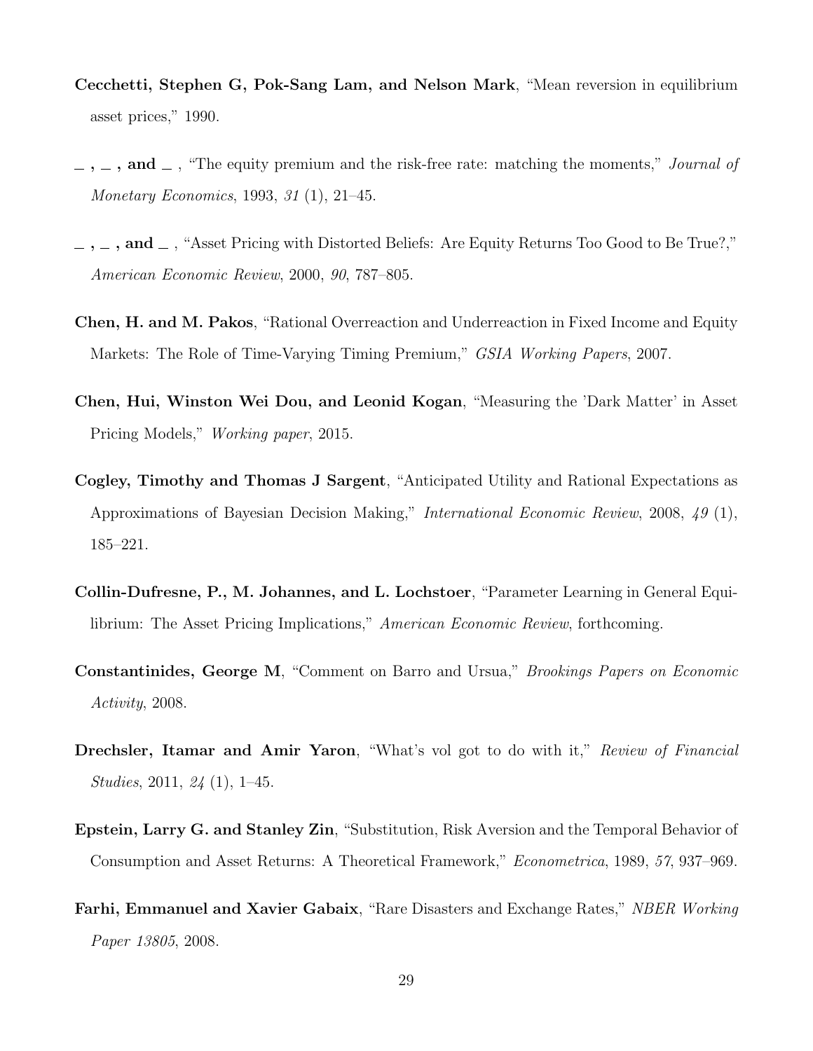**Cecchetti, Stephen G, Pok-Sang Lam, and Nelson Mark**, "Mean reversion in equilibrium asset prices," 1990.

**\_ , \_ , and \_** , "The equity premium and the risk-free rate: matching the moments," *Journal of Monetary Economics*, 1993, *31* (1), 21–45.

**\_ , \_ , and \_** , "Asset Pricing with Distorted Beliefs: Are Equity Returns Too Good to Be True?," *American Economic Review*, 2000, *90*, 787–805.

**Chen, H. and M. Pakos**, "Rational Overreaction and Underreaction in Fixed Income and Equity Markets: The Role of Time-Varying Timing Premium," *GSIA Working Papers*, 2007.

**Chen, Hui, Winston Wei Dou, and Leonid Kogan**, "Measuring the 'Dark Matter' in Asset Pricing Models," *Working paper*, 2015.

**Cogley, Timothy and Thomas J Sargent**, "Anticipated Utility and Rational Expectations as Approximations of Bayesian Decision Making," *International Economic Review*, 2008, *49* (1), 185–221.

**Collin-Dufresne, P., M. Johannes, and L. Lochstoer**, "Parameter Learning in General Equilibrium: The Asset Pricing Implications," *American Economic Review*, forthcoming.

**Constantinides, George M**, "Comment on Barro and Ursua," *Brookings Papers on Economic Activity*, 2008.

**Drechsler, Itamar and Amir Yaron**, "What's vol got to do with it," *Review of Financial Studies*, 2011, *24* (1), 1–45.

**Epstein, Larry G. and Stanley Zin**, "Substitution, Risk Aversion and the Temporal Behavior of Consumption and Asset Returns: A Theoretical Framework," *Econometrica*, 1989, *57*, 937–969.

**Farhi, Emmanuel and Xavier Gabaix**, "Rare Disasters and Exchange Rates," *NBER Working Paper 13805*, 2008.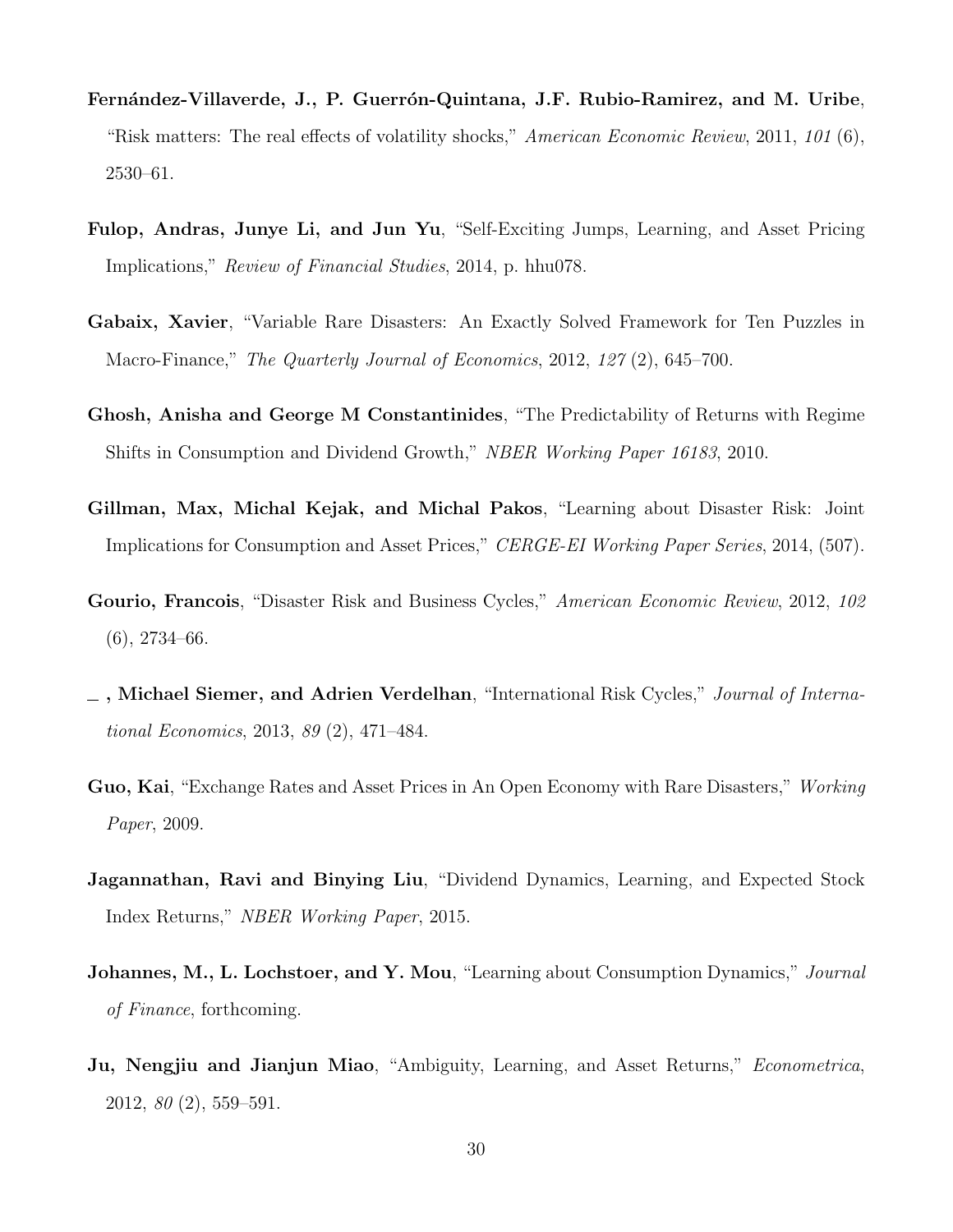**Fernández-Villaverde, J., P. Guerrón-Quintana, J.F. Rubio-Ramirez, and M. Uribe**, "Risk matters: The real effects of volatility shocks," *American Economic Review*, 2011, *101* (6), 2530–61.

**Fulop, Andras, Junye Li, and Jun Yu**, "Self-Exciting Jumps, Learning, and Asset Pricing Implications," *Review of Financial Studies*, 2014, p. hhu078.

**Gabaix, Xavier**, "Variable Rare Disasters: An Exactly Solved Framework for Ten Puzzles in Macro-Finance," *The Quarterly Journal of Economics*, 2012, *127* (2), 645–700.

**Ghosh, Anisha and George M Constantinides**, "The Predictability of Returns with Regime Shifts in Consumption and Dividend Growth," *NBER Working Paper 16183*, 2010.

**Gillman, Max, Michal Kejak, and Michal Pakos**, "Learning about Disaster Risk: Joint Implications for Consumption and Asset Prices," *CERGE-EI Working Paper Series*, 2014, (507).

**Gourio, Francois**, "Disaster Risk and Business Cycles," *American Economic Review*, 2012, *102* (6), 2734–66.

**_ , Michael Siemer, and Adrien Verdelhan**, "International Risk Cycles," *Journal of International Economics*, 2013, *89* (2), 471–484.

**Guo, Kai**, "Exchange Rates and Asset Prices in An Open Economy with Rare Disasters," *Working Paper*, 2009.

**Jagannathan, Ravi and Binying Liu**, "Dividend Dynamics, Learning, and Expected Stock Index Returns," *NBER Working Paper*, 2015.

**Johannes, M., L. Lochstoer, and Y. Mou**, "Learning about Consumption Dynamics," *Journal of Finance*, forthcoming.

**Ju, Nengjiu and Jianjun Miao**, "Ambiguity, Learning, and Asset Returns," *Econometrica*, 2012, *80* (2), 559–591.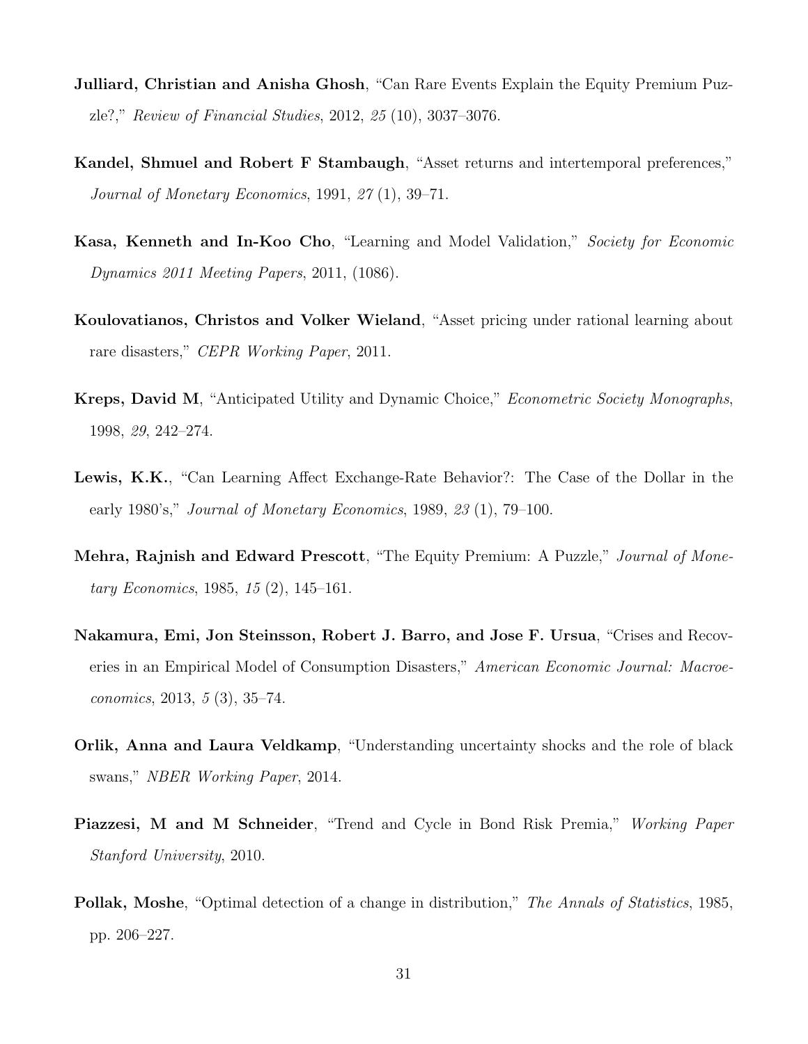**Julliard, Christian and Anisha Ghosh**, "Can Rare Events Explain the Equity Premium Puzzle?," *Review of Financial Studies*, 2012, *25* (10), 3037–3076.

**Kandel, Shmuel and Robert F Stambaugh**, "Asset returns and intertemporal preferences," *Journal of Monetary Economics*, 1991, *27* (1), 39–71.

**Kasa, Kenneth and In-Koo Cho**, "Learning and Model Validation," *Society for Economic Dynamics 2011 Meeting Papers*, 2011, (1086).

**Koulovatianos, Christos and Volker Wieland**, "Asset pricing under rational learning about rare disasters," *CEPR Working Paper*, 2011.

**Kreps, David M**, "Anticipated Utility and Dynamic Choice," *Econometric Society Monographs*, 1998, *29*, 242–274.

**Lewis, K.K.**, "Can Learning Affect Exchange-Rate Behavior?: The Case of the Dollar in the early 1980's," *Journal of Monetary Economics*, 1989, *23* (1), 79–100.

**Mehra, Rajnish and Edward Prescott**, "The Equity Premium: A Puzzle," *Journal of Monetary Economics*, 1985, *15* (2), 145–161.

**Nakamura, Emi, Jon Steinsson, Robert J. Barro, and Jose F. Ursua**, "Crises and Recoveries in an Empirical Model of Consumption Disasters," *American Economic Journal: Macroeconomics*, 2013, *5* (3), 35–74.

**Orlik, Anna and Laura Veldkamp**, "Understanding uncertainty shocks and the role of black swans," *NBER Working Paper*, 2014.

**Piazzesi, M and M Schneider**, "Trend and Cycle in Bond Risk Premia," *Working Paper Stanford University*, 2010.

**Pollak, Moshe**, "Optimal detection of a change in distribution," *The Annals of Statistics*, 1985, pp. 206–227.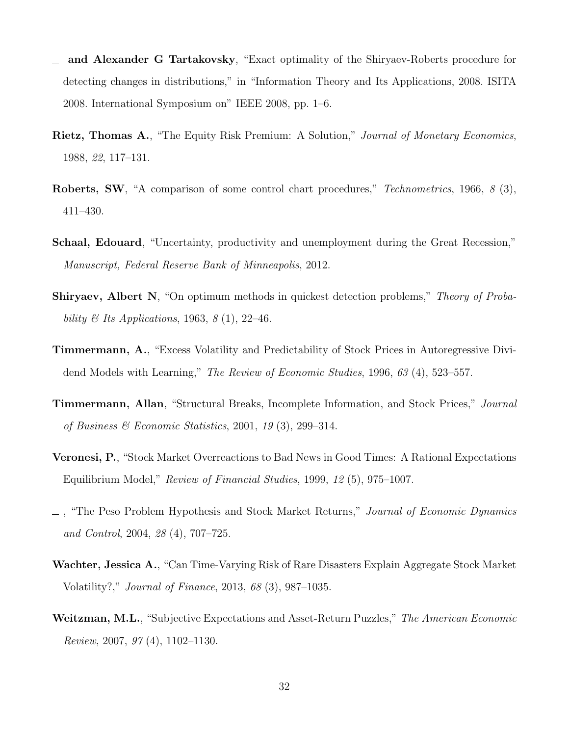— **and Alexander G Tartakovsky**, "Exact optimality of the Shiryaev-Roberts procedure for detecting changes in distributions," in "Information Theory and Its Applications, 2008. ISITA 2008. International Symposium on" IEEE 2008, pp. 1–6.

**Rietz, Thomas A.**, "The Equity Risk Premium: A Solution," *Journal of Monetary Economics*, 1988, *22*, 117–131.

**Roberts, SW**, "A comparison of some control chart procedures," *Technometrics*, 1966, *8* (3), 411–430.

**Schaal, Edouard**, "Uncertainty, productivity and unemployment during the Great Recession," *Manuscript, Federal Reserve Bank of Minneapolis*, 2012.

**Shiryaev, Albert N**, "On optimum methods in quickest detection problems," *Theory of Probability & Its Applications*, 1963, *8* (1), 22–46.

**Timmermann, A.**, "Excess Volatility and Predictability of Stock Prices in Autoregressive Dividend Models with Learning," *The Review of Economic Studies*, 1996, *63* (4), 523–557.

**Timmermann, Allan**, "Structural Breaks, Incomplete Information, and Stock Prices," *Journal of Business & Economic Statistics*, 2001, *19* (3), 299–314.

**Veronesi, P.**, "Stock Market Overreactions to Bad News in Good Times: A Rational Expectations Equilibrium Model," *Review of Financial Studies*, 1999, *12* (5), 975–1007.

— , "The Peso Problem Hypothesis and Stock Market Returns," *Journal of Economic Dynamics and Control*, 2004, *28* (4), 707–725.

**Wachter, Jessica A.**, "Can Time-Varying Risk of Rare Disasters Explain Aggregate Stock Market Volatility?," *Journal of Finance*, 2013, *68* (3), 987–1035.

**Weitzman, M.L.**, "Subjective Expectations and Asset-Return Puzzles," *The American Economic Review*, 2007, *97* (4), 1102–1130.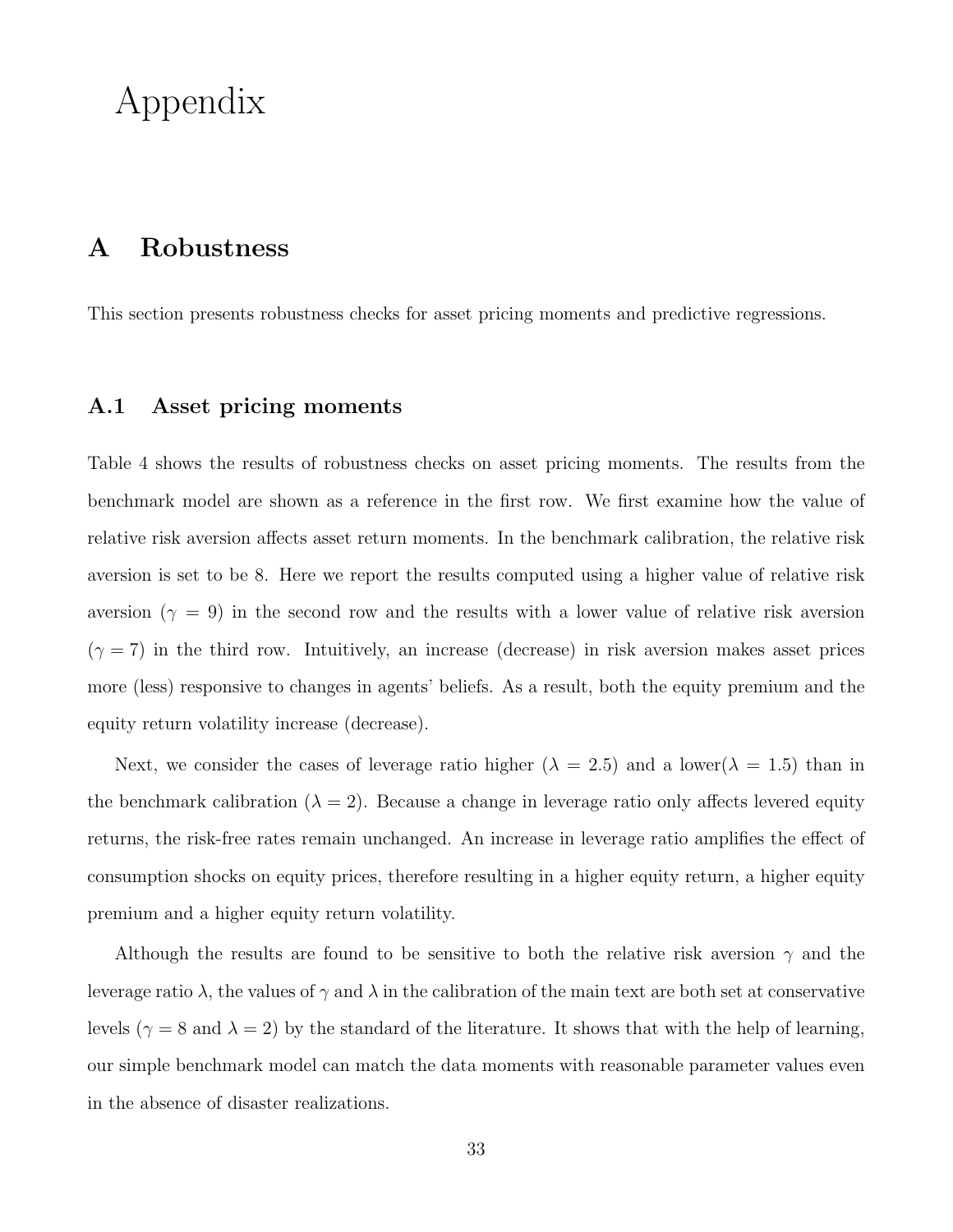# Appendix

## A Robustness

This section presents robustness checks for asset pricing moments and predictive regressions.

### A.1 Asset pricing moments

Table 4 shows the results of robustness checks on asset pricing moments. The results from the benchmark model are shown as a reference in the first row. We first examine how the value of relative risk aversion affects asset return moments. In the benchmark calibration, the relative risk aversion is set to be 8. Here we report the results computed using a higher value of relative risk aversion ($\gamma = 9$) in the second row and the results with a lower value of relative risk aversion ($\gamma = 7$) in the third row. Intuitively, an increase (decrease) in risk aversion makes asset prices more (less) responsive to changes in agents' beliefs. As a result, both the equity premium and the equity return volatility increase (decrease).

Next, we consider the cases of leverage ratio higher ($\lambda = 2.5$) and a lower($\lambda = 1.5$) than in the benchmark calibration ($\lambda = 2$). Because a change in leverage ratio only affects levered equity returns, the risk-free rates remain unchanged. An increase in leverage ratio amplifies the effect of consumption shocks on equity prices, therefore resulting in a higher equity return, a higher equity premium and a higher equity return volatility.

Although the results are found to be sensitive to both the relative risk aversion $\gamma$ and the leverage ratio $\lambda$, the values of $\gamma$ and $\lambda$ in the calibration of the main text are both set at conservative levels ($\gamma = 8$ and $\lambda = 2$) by the standard of the literature. It shows that with the help of learning, our simple benchmark model can match the data moments with reasonable parameter values even in the absence of disaster realizations.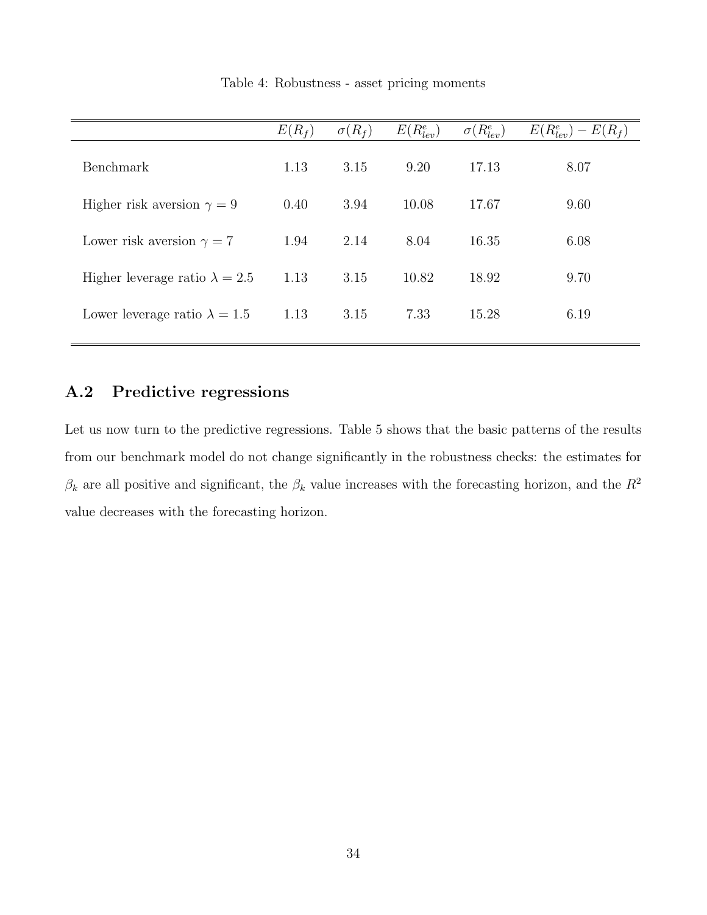Table 4: Robustness - asset pricing moments

| | $E(R_f)$ | $\sigma(R_f)$ | $E(R^e_{lev})$ | $\sigma(R^e_{lev})$ | $E(R^e_{lev}) - E(R_f)$ |
|---|---|---|---|---|---|
| Benchmark | 1.13 | 3.15 | 9.20 | 17.13 | 8.07 |
| Higher risk aversion $\gamma = 9$ | 0.40 | 3.94 | 10.08 | 17.67 | 9.60 |
| Lower risk aversion $\gamma = 7$ | 1.94 | 2.14 | 8.04 | 16.35 | 6.08 |
| Higher leverage ratio $\lambda = 2.5$ | 1.13 | 3.15 | 10.82 | 18.92 | 9.70 |
| Lower leverage ratio $\lambda = 1.5$ | 1.13 | 3.15 | 7.33 | 15.28 | 6.19 |

## A.2 Predictive regressions

Let us now turn to the predictive regressions. Table 5 shows that the basic patterns of the results from our benchmark model do not change significantly in the robustness checks: the estimates for $\beta_k$ are all positive and significant, the $\beta_k$ value increases with the forecasting horizon, and the $R^2$ value decreases with the forecasting horizon.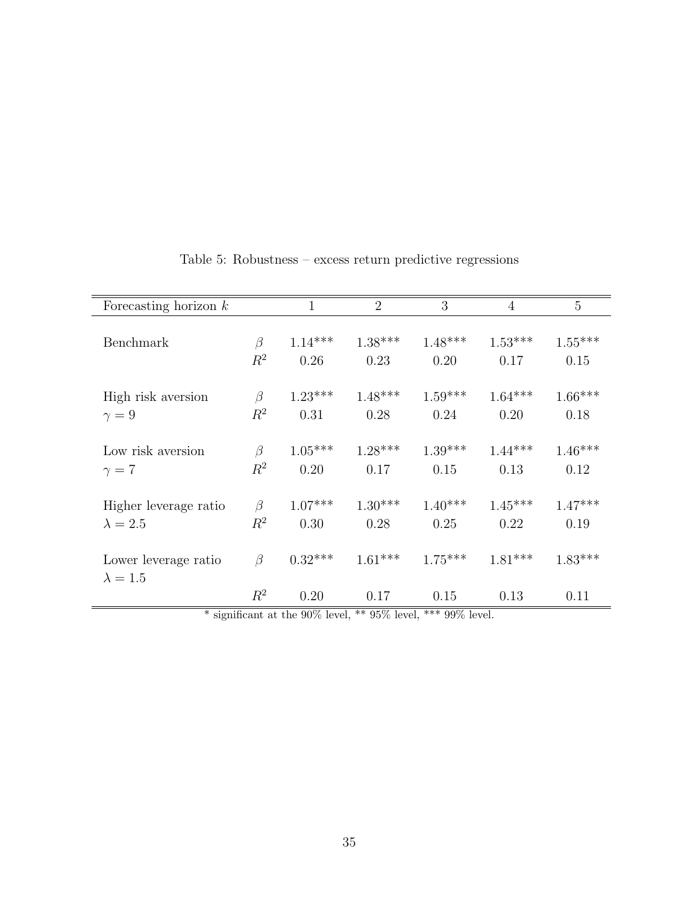Table 5: Robustness – excess return predictive regressions

| Forecasting horizon $k$ | | 1 | 2 | 3 | 4 | 5 |
|---|---|---|---|---|---|---|
| Benchmark | $\beta$ | 1.14*** | 1.38*** | 1.48*** | 1.53*** | 1.55*** |
| | $R^2$ | 0.26 | 0.23 | 0.20 | 0.17 | 0.15 |
| High risk aversion | $\beta$ | 1.23*** | 1.48*** | 1.59*** | 1.64*** | 1.66*** |
| $\gamma = 9$ | $R^2$ | 0.31 | 0.28 | 0.24 | 0.20 | 0.18 |
| Low risk aversion | $\beta$ | 1.05*** | 1.28*** | 1.39*** | 1.44*** | 1.46*** |
| $\gamma = 7$ | $R^2$ | 0.20 | 0.17 | 0.15 | 0.13 | 0.12 |
| Higher leverage ratio | $\beta$ | 1.07*** | 1.30*** | 1.40*** | 1.45*** | 1.47*** |
| $\lambda = 2.5$ | $R^2$ | 0.30 | 0.28 | 0.25 | 0.22 | 0.19 |
| Lower leverage ratio $\lambda = 1.5$ | $\beta$ | 0.32*** | 1.61*** | 1.75*** | 1.81*** | 1.83*** |
| | $R^2$ | 0.20 | 0.17 | 0.15 | 0.13 | 0.11 |

\* significant at the 90% level, ** 95% level, *** 99% level.